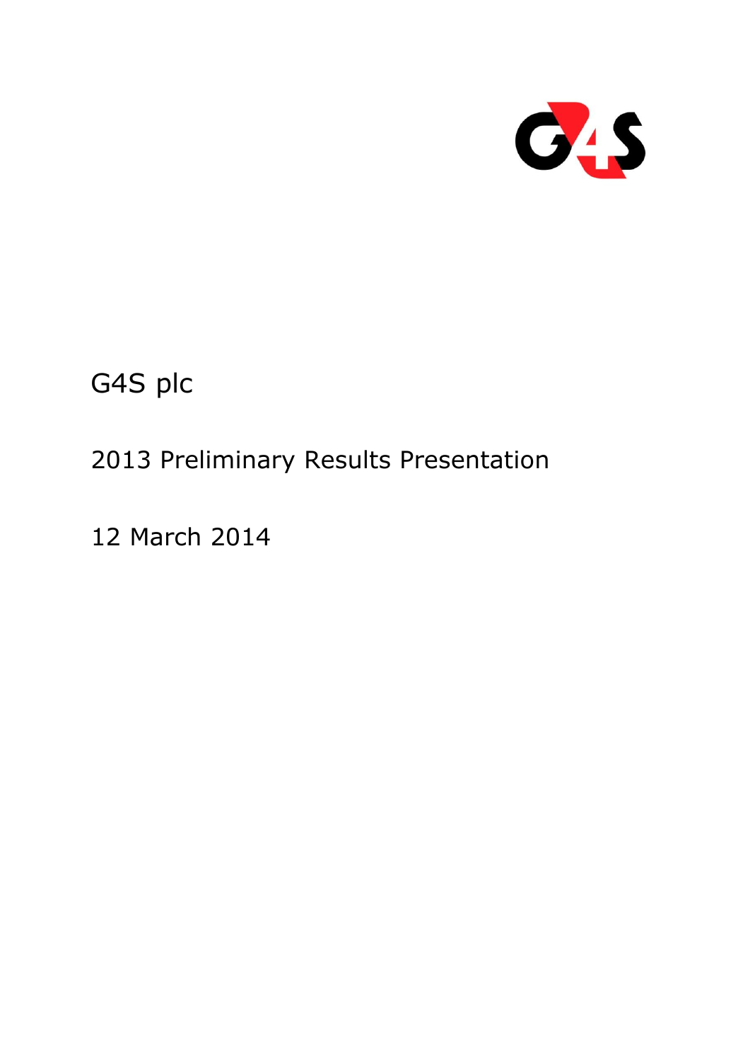G4S plc

2013 Preliminary Results Presentation

12 March 2014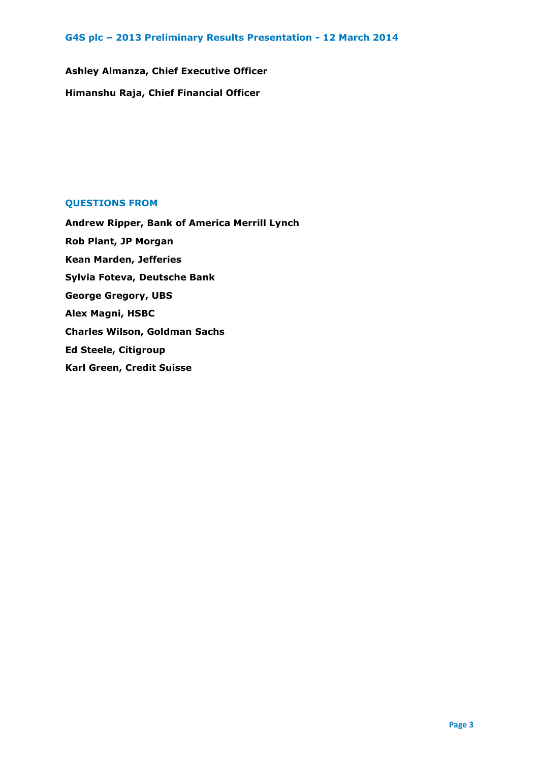## G4S plc – 2013 Preliminary Results Presentation - 12 March 2014

**Ashley Almanza, Chief Executive Officer**

**Himanshu Raja, Chief Financial Officer**

### QUESTIONS FROM

**Andrew Ripper, Bank of America Merrill Lynch**

**Rob Plant, JP Morgan**

**Kean Marden, Jefferies**

**Sylvia Foteva, Deutsche Bank**

**George Gregory, UBS**

**Alex Magni, HSBC**

**Charles Wilson, Goldman Sachs**

**Ed Steele, Citigroup**

**Karl Green, Credit Suisse**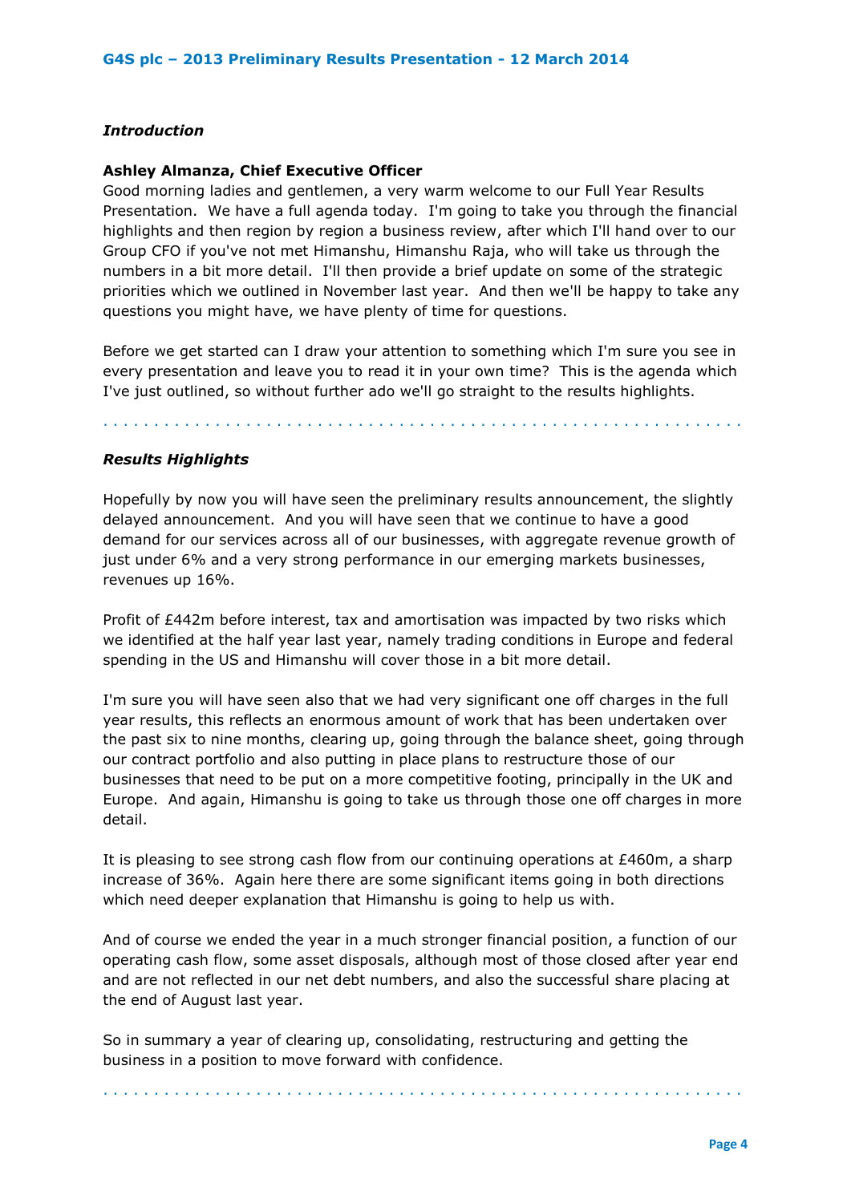*Introduction*

**Ashley Almanza, Chief Executive Officer**

Good morning ladies and gentlemen, a very warm welcome to our Full Year Results Presentation. We have a full agenda today. I'm going to take you through the financial highlights and then region by region a business review, after which I'll hand over to our Group CFO if you've not met Himanshu, Himanshu Raja, who will take us through the numbers in a bit more detail. I'll then provide a brief update on some of the strategic priorities which we outlined in November last year. And then we'll be happy to take any questions you might have, we have plenty of time for questions.

Before we get started can I draw your attention to something which I'm sure you see in every presentation and leave you to read it in your own time? This is the agenda which I've just outlined, so without further ado we'll go straight to the results highlights.

*Results Highlights*

Hopefully by now you will have seen the preliminary results announcement, the slightly delayed announcement. And you will have seen that we continue to have a good demand for our services across all of our businesses, with aggregate revenue growth of just under 6% and a very strong performance in our emerging markets businesses, revenues up 16%.

Profit of £442m before interest, tax and amortisation was impacted by two risks which we identified at the half year last year, namely trading conditions in Europe and federal spending in the US and Himanshu will cover those in a bit more detail.

I'm sure you will have seen also that we had very significant one off charges in the full year results, this reflects an enormous amount of work that has been undertaken over the past six to nine months, clearing up, going through the balance sheet, going through our contract portfolio and also putting in place plans to restructure those of our businesses that need to be put on a more competitive footing, principally in the UK and Europe. And again, Himanshu is going to take us through those one off charges in more detail.

It is pleasing to see strong cash flow from our continuing operations at £460m, a sharp increase of 36%. Again here there are some significant items going in both directions which need deeper explanation that Himanshu is going to help us with.

And of course we ended the year in a much stronger financial position, a function of our operating cash flow, some asset disposals, although most of those closed after year end and are not reflected in our net debt numbers, and also the successful share placing at the end of August last year.

So in summary a year of clearing up, consolidating, restructuring and getting the business in a position to move forward with confidence.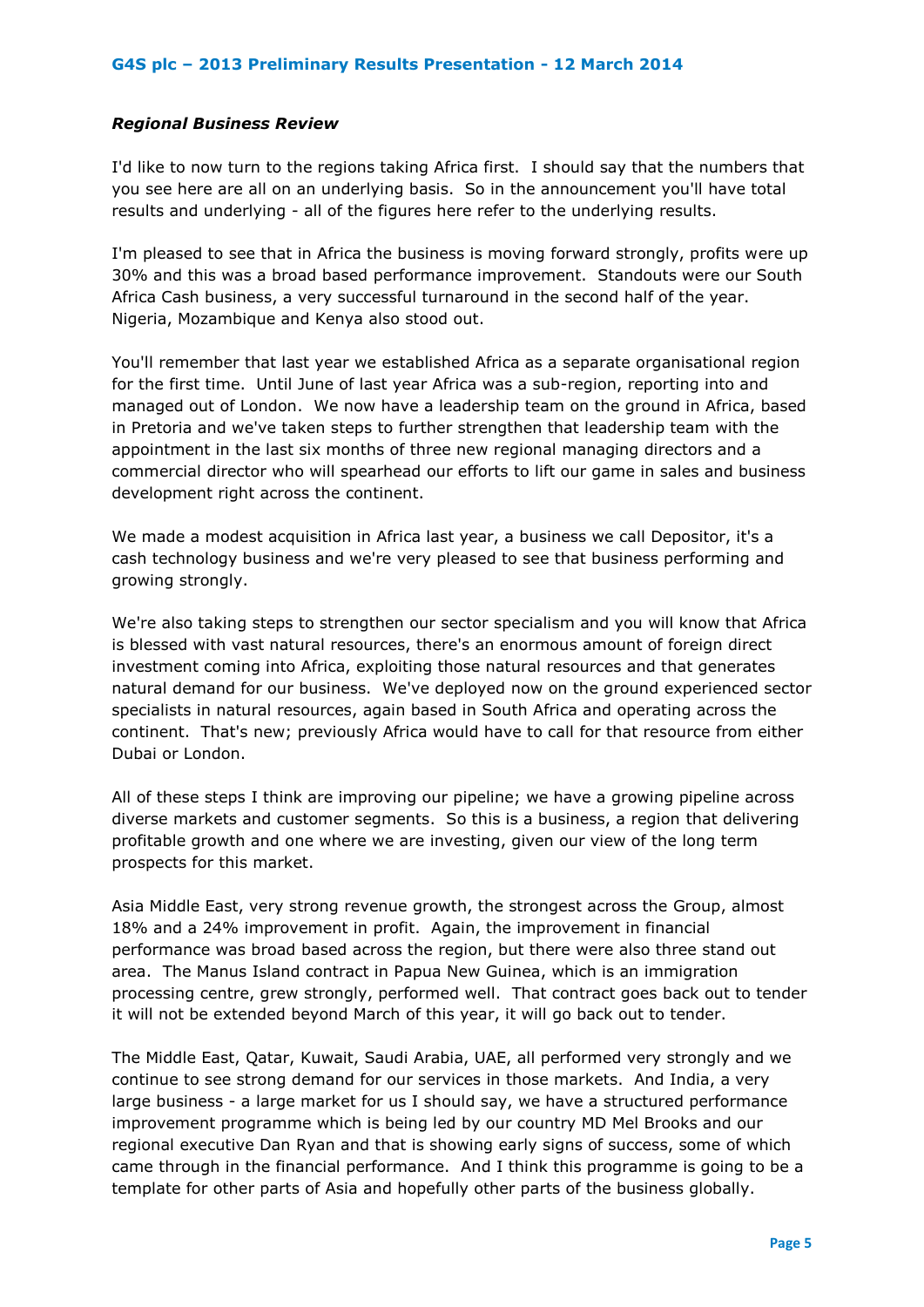***Regional Business Review***

I'd like to now turn to the regions taking Africa first. I should say that the numbers that you see here are all on an underlying basis. So in the announcement you'll have total results and underlying - all of the figures here refer to the underlying results.

I'm pleased to see that in Africa the business is moving forward strongly, profits were up 30% and this was a broad based performance improvement. Standouts were our South Africa Cash business, a very successful turnaround in the second half of the year. Nigeria, Mozambique and Kenya also stood out.

You'll remember that last year we established Africa as a separate organisational region for the first time. Until June of last year Africa was a sub-region, reporting into and managed out of London. We now have a leadership team on the ground in Africa, based in Pretoria and we've taken steps to further strengthen that leadership team with the appointment in the last six months of three new regional managing directors and a commercial director who will spearhead our efforts to lift our game in sales and business development right across the continent.

We made a modest acquisition in Africa last year, a business we call Depositor, it's a cash technology business and we're very pleased to see that business performing and growing strongly.

We're also taking steps to strengthen our sector specialism and you will know that Africa is blessed with vast natural resources, there's an enormous amount of foreign direct investment coming into Africa, exploiting those natural resources and that generates natural demand for our business. We've deployed now on the ground experienced sector specialists in natural resources, again based in South Africa and operating across the continent. That's new; previously Africa would have to call for that resource from either Dubai or London.

All of these steps I think are improving our pipeline; we have a growing pipeline across diverse markets and customer segments. So this is a business, a region that delivering profitable growth and one where we are investing, given our view of the long term prospects for this market.

Asia Middle East, very strong revenue growth, the strongest across the Group, almost 18% and a 24% improvement in profit. Again, the improvement in financial performance was broad based across the region, but there were also three stand out area. The Manus Island contract in Papua New Guinea, which is an immigration processing centre, grew strongly, performed well. That contract goes back out to tender it will not be extended beyond March of this year, it will go back out to tender.

The Middle East, Qatar, Kuwait, Saudi Arabia, UAE, all performed very strongly and we continue to see strong demand for our services in those markets. And India, a very large business - a large market for us I should say, we have a structured performance improvement programme which is being led by our country MD Mel Brooks and our regional executive Dan Ryan and that is showing early signs of success, some of which came through in the financial performance. And I think this programme is going to be a template for other parts of Asia and hopefully other parts of the business globally.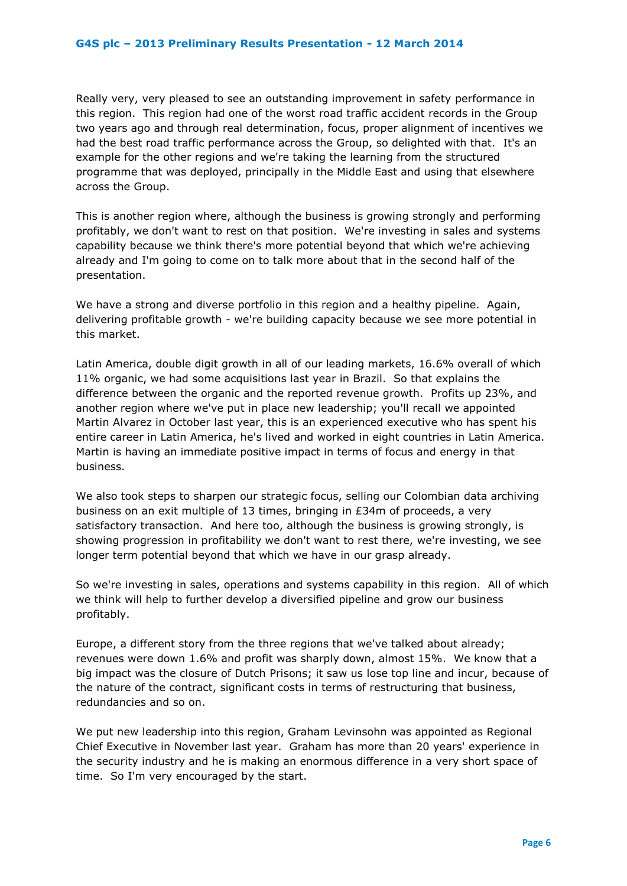Really very, very pleased to see an outstanding improvement in safety performance in this region. This region had one of the worst road traffic accident records in the Group two years ago and through real determination, focus, proper alignment of incentives we had the best road traffic performance across the Group, so delighted with that. It's an example for the other regions and we're taking the learning from the structured programme that was deployed, principally in the Middle East and using that elsewhere across the Group.

This is another region where, although the business is growing strongly and performing profitably, we don't want to rest on that position. We're investing in sales and systems capability because we think there's more potential beyond that which we're achieving already and I'm going to come on to talk more about that in the second half of the presentation.

We have a strong and diverse portfolio in this region and a healthy pipeline. Again, delivering profitable growth - we're building capacity because we see more potential in this market.

Latin America, double digit growth in all of our leading markets, 16.6% overall of which 11% organic, we had some acquisitions last year in Brazil. So that explains the difference between the organic and the reported revenue growth. Profits up 23%, and another region where we've put in place new leadership; you'll recall we appointed Martin Alvarez in October last year, this is an experienced executive who has spent his entire career in Latin America, he's lived and worked in eight countries in Latin America. Martin is having an immediate positive impact in terms of focus and energy in that business.

We also took steps to sharpen our strategic focus, selling our Colombian data archiving business on an exit multiple of 13 times, bringing in £34m of proceeds, a very satisfactory transaction. And here too, although the business is growing strongly, is showing progression in profitability we don't want to rest there, we're investing, we see longer term potential beyond that which we have in our grasp already.

So we're investing in sales, operations and systems capability in this region. All of which we think will help to further develop a diversified pipeline and grow our business profitably.

Europe, a different story from the three regions that we've talked about already; revenues were down 1.6% and profit was sharply down, almost 15%. We know that a big impact was the closure of Dutch Prisons; it saw us lose top line and incur, because of the nature of the contract, significant costs in terms of restructuring that business, redundancies and so on.

We put new leadership into this region, Graham Levinsohn was appointed as Regional Chief Executive in November last year. Graham has more than 20 years' experience in the security industry and he is making an enormous difference in a very short space of time. So I'm very encouraged by the start.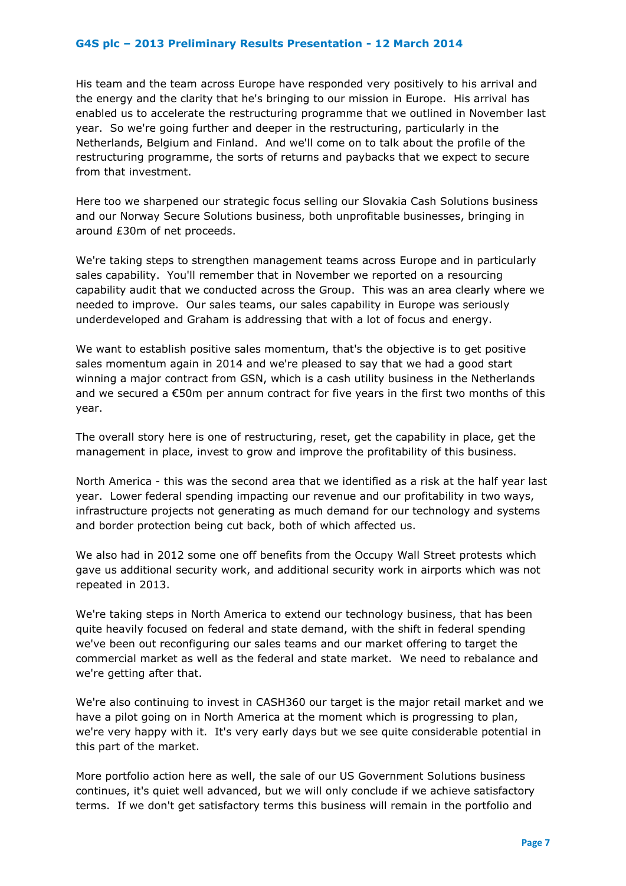His team and the team across Europe have responded very positively to his arrival and the energy and the clarity that he's bringing to our mission in Europe. His arrival has enabled us to accelerate the restructuring programme that we outlined in November last year. So we're going further and deeper in the restructuring, particularly in the Netherlands, Belgium and Finland. And we'll come on to talk about the profile of the restructuring programme, the sorts of returns and paybacks that we expect to secure from that investment.

Here too we sharpened our strategic focus selling our Slovakia Cash Solutions business and our Norway Secure Solutions business, both unprofitable businesses, bringing in around £30m of net proceeds.

We're taking steps to strengthen management teams across Europe and in particularly sales capability. You'll remember that in November we reported on a resourcing capability audit that we conducted across the Group. This was an area clearly where we needed to improve. Our sales teams, our sales capability in Europe was seriously underdeveloped and Graham is addressing that with a lot of focus and energy.

We want to establish positive sales momentum, that's the objective is to get positive sales momentum again in 2014 and we're pleased to say that we had a good start winning a major contract from GSN, which is a cash utility business in the Netherlands and we secured a €50m per annum contract for five years in the first two months of this year.

The overall story here is one of restructuring, reset, get the capability in place, get the management in place, invest to grow and improve the profitability of this business.

North America - this was the second area that we identified as a risk at the half year last year. Lower federal spending impacting our revenue and our profitability in two ways, infrastructure projects not generating as much demand for our technology and systems and border protection being cut back, both of which affected us.

We also had in 2012 some one off benefits from the Occupy Wall Street protests which gave us additional security work, and additional security work in airports which was not repeated in 2013.

We're taking steps in North America to extend our technology business, that has been quite heavily focused on federal and state demand, with the shift in federal spending we've been out reconfiguring our sales teams and our market offering to target the commercial market as well as the federal and state market. We need to rebalance and we're getting after that.

We're also continuing to invest in CASH360 our target is the major retail market and we have a pilot going on in North America at the moment which is progressing to plan, we're very happy with it. It's very early days but we see quite considerable potential in this part of the market.

More portfolio action here as well, the sale of our US Government Solutions business continues, it's quiet well advanced, but we will only conclude if we achieve satisfactory terms. If we don't get satisfactory terms this business will remain in the portfolio and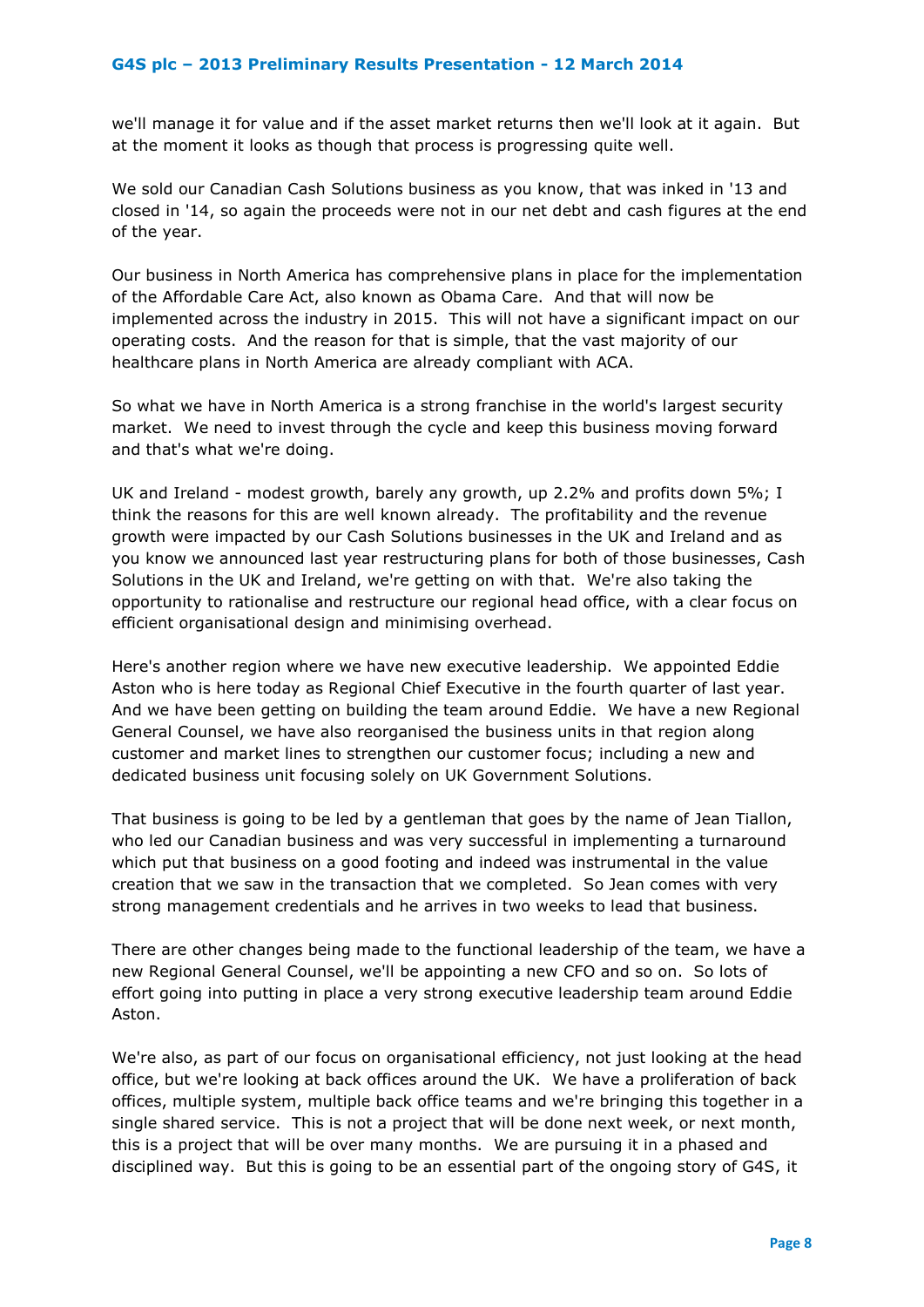we'll manage it for value and if the asset market returns then we'll look at it again. But at the moment it looks as though that process is progressing quite well.

We sold our Canadian Cash Solutions business as you know, that was inked in '13 and closed in '14, so again the proceeds were not in our net debt and cash figures at the end of the year.

Our business in North America has comprehensive plans in place for the implementation of the Affordable Care Act, also known as Obama Care. And that will now be implemented across the industry in 2015. This will not have a significant impact on our operating costs. And the reason for that is simple, that the vast majority of our healthcare plans in North America are already compliant with ACA.

So what we have in North America is a strong franchise in the world's largest security market. We need to invest through the cycle and keep this business moving forward and that's what we're doing.

UK and Ireland - modest growth, barely any growth, up 2.2% and profits down 5%; I think the reasons for this are well known already. The profitability and the revenue growth were impacted by our Cash Solutions businesses in the UK and Ireland and as you know we announced last year restructuring plans for both of those businesses, Cash Solutions in the UK and Ireland, we're getting on with that. We're also taking the opportunity to rationalise and restructure our regional head office, with a clear focus on efficient organisational design and minimising overhead.

Here's another region where we have new executive leadership. We appointed Eddie Aston who is here today as Regional Chief Executive in the fourth quarter of last year. And we have been getting on building the team around Eddie. We have a new Regional General Counsel, we have also reorganised the business units in that region along customer and market lines to strengthen our customer focus; including a new and dedicated business unit focusing solely on UK Government Solutions.

That business is going to be led by a gentleman that goes by the name of Jean Tiallon, who led our Canadian business and was very successful in implementing a turnaround which put that business on a good footing and indeed was instrumental in the value creation that we saw in the transaction that we completed. So Jean comes with very strong management credentials and he arrives in two weeks to lead that business.

There are other changes being made to the functional leadership of the team, we have a new Regional General Counsel, we'll be appointing a new CFO and so on. So lots of effort going into putting in place a very strong executive leadership team around Eddie Aston.

We're also, as part of our focus on organisational efficiency, not just looking at the head office, but we're looking at back offices around the UK. We have a proliferation of back offices, multiple system, multiple back office teams and we're bringing this together in a single shared service. This is not a project that will be done next week, or next month, this is a project that will be over many months. We are pursuing it in a phased and disciplined way. But this is going to be an essential part of the ongoing story of G4S, it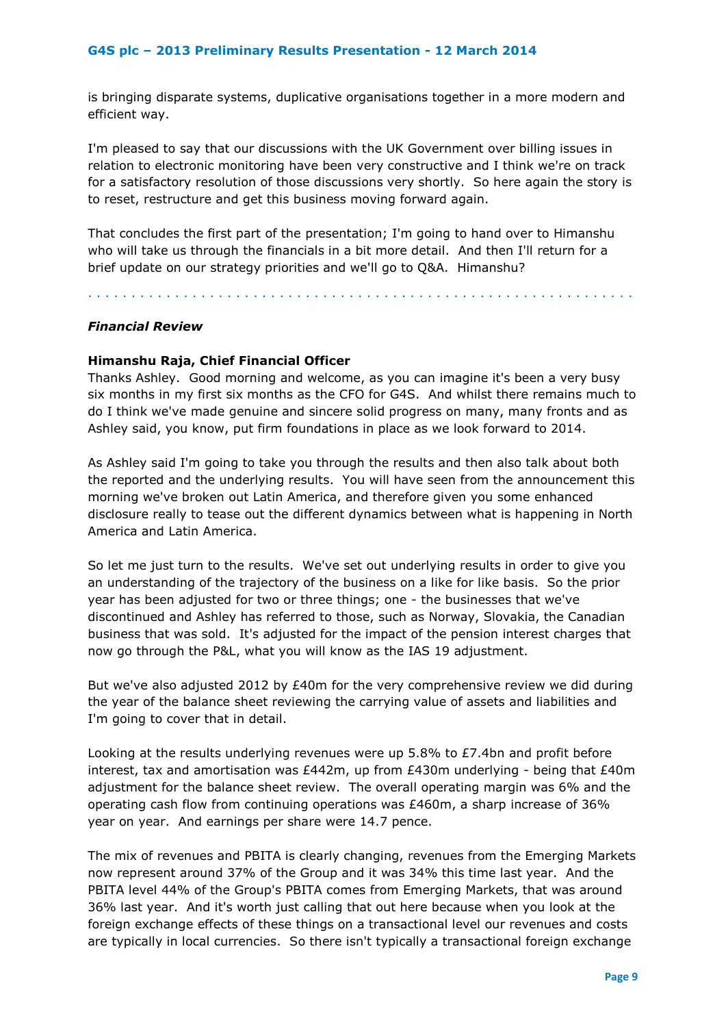is bringing disparate systems, duplicative organisations together in a more modern and efficient way.

I'm pleased to say that our discussions with the UK Government over billing issues in relation to electronic monitoring have been very constructive and I think we're on track for a satisfactory resolution of those discussions very shortly. So here again the story is to reset, restructure and get this business moving forward again.

That concludes the first part of the presentation; I'm going to hand over to Himanshu who will take us through the financials in a bit more detail. And then I'll return for a brief update on our strategy priorities and we'll go to Q&A. Himanshu?

---

***Financial Review***

**Himanshu Raja, Chief Financial Officer**

Thanks Ashley. Good morning and welcome, as you can imagine it's been a very busy six months in my first six months as the CFO for G4S. And whilst there remains much to do I think we've made genuine and sincere solid progress on many, many fronts and as Ashley said, you know, put firm foundations in place as we look forward to 2014.

As Ashley said I'm going to take you through the results and then also talk about both the reported and the underlying results. You will have seen from the announcement this morning we've broken out Latin America, and therefore given you some enhanced disclosure really to tease out the different dynamics between what is happening in North America and Latin America.

So let me just turn to the results. We've set out underlying results in order to give you an understanding of the trajectory of the business on a like for like basis. So the prior year has been adjusted for two or three things; one - the businesses that we've discontinued and Ashley has referred to those, such as Norway, Slovakia, the Canadian business that was sold. It's adjusted for the impact of the pension interest charges that now go through the P&L, what you will know as the IAS 19 adjustment.

But we've also adjusted 2012 by £40m for the very comprehensive review we did during the year of the balance sheet reviewing the carrying value of assets and liabilities and I'm going to cover that in detail.

Looking at the results underlying revenues were up 5.8% to £7.4bn and profit before interest, tax and amortisation was £442m, up from £430m underlying - being that £40m adjustment for the balance sheet review. The overall operating margin was 6% and the operating cash flow from continuing operations was £460m, a sharp increase of 36% year on year. And earnings per share were 14.7 pence.

The mix of revenues and PBITA is clearly changing, revenues from the Emerging Markets now represent around 37% of the Group and it was 34% this time last year. And the PBITA level 44% of the Group's PBITA comes from Emerging Markets, that was around 36% last year. And it's worth just calling that out here because when you look at the foreign exchange effects of these things on a transactional level our revenues and costs are typically in local currencies. So there isn't typically a transactional foreign exchange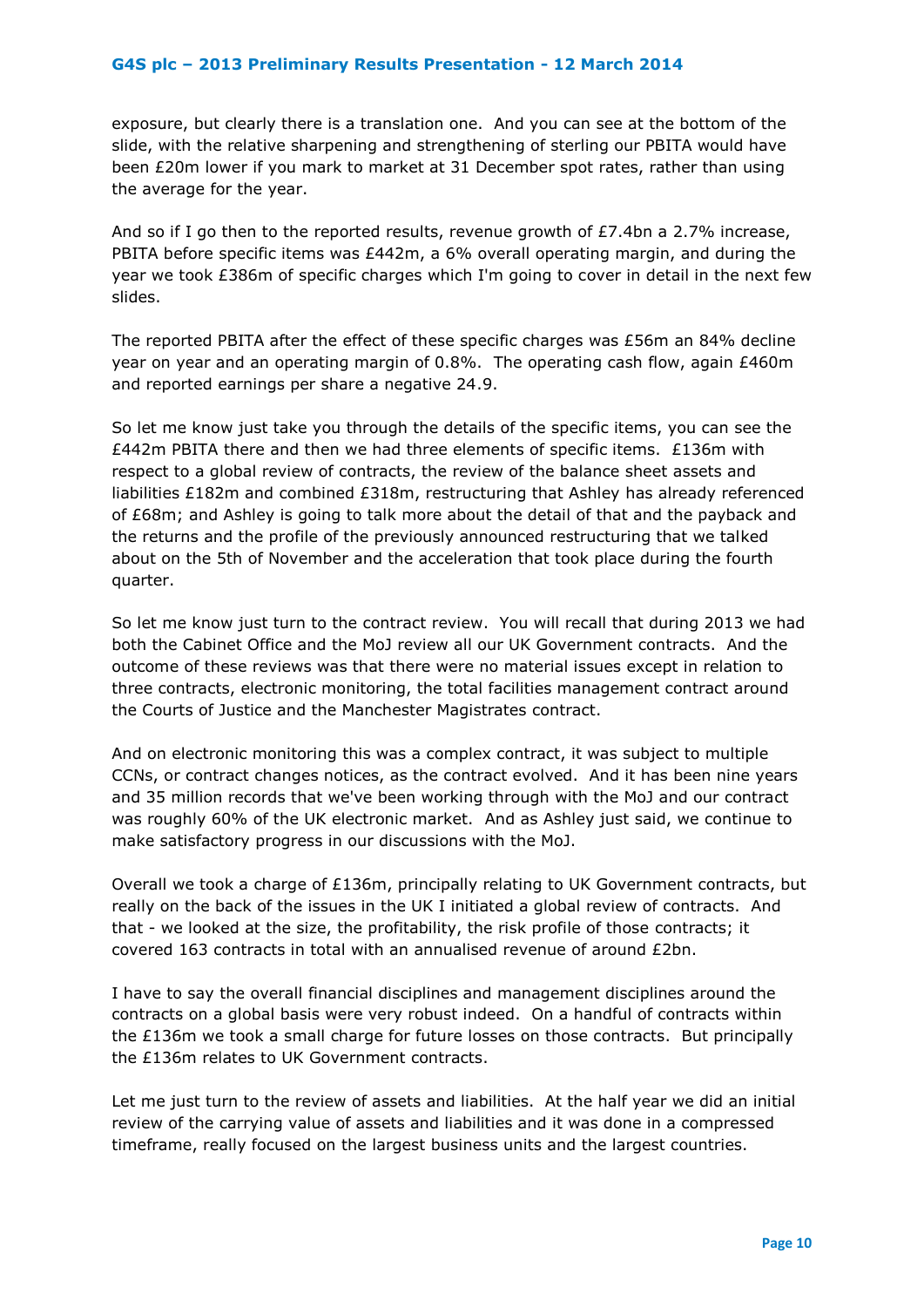exposure, but clearly there is a translation one. And you can see at the bottom of the slide, with the relative sharpening and strengthening of sterling our PBITA would have been £20m lower if you mark to market at 31 December spot rates, rather than using the average for the year.

And so if I go then to the reported results, revenue growth of £7.4bn a 2.7% increase, PBITA before specific items was £442m, a 6% overall operating margin, and during the year we took £386m of specific charges which I'm going to cover in detail in the next few slides.

The reported PBITA after the effect of these specific charges was £56m an 84% decline year on year and an operating margin of 0.8%. The operating cash flow, again £460m and reported earnings per share a negative 24.9.

So let me know just take you through the details of the specific items, you can see the £442m PBITA there and then we had three elements of specific items. £136m with respect to a global review of contracts, the review of the balance sheet assets and liabilities £182m and combined £318m, restructuring that Ashley has already referenced of £68m; and Ashley is going to talk more about the detail of that and the payback and the returns and the profile of the previously announced restructuring that we talked about on the 5th of November and the acceleration that took place during the fourth quarter.

So let me know just turn to the contract review. You will recall that during 2013 we had both the Cabinet Office and the MoJ review all our UK Government contracts. And the outcome of these reviews was that there were no material issues except in relation to three contracts, electronic monitoring, the total facilities management contract around the Courts of Justice and the Manchester Magistrates contract.

And on electronic monitoring this was a complex contract, it was subject to multiple CCNs, or contract changes notices, as the contract evolved. And it has been nine years and 35 million records that we've been working through with the MoJ and our contract was roughly 60% of the UK electronic market. And as Ashley just said, we continue to make satisfactory progress in our discussions with the MoJ.

Overall we took a charge of £136m, principally relating to UK Government contracts, but really on the back of the issues in the UK I initiated a global review of contracts. And that - we looked at the size, the profitability, the risk profile of those contracts; it covered 163 contracts in total with an annualised revenue of around £2bn.

I have to say the overall financial disciplines and management disciplines around the contracts on a global basis were very robust indeed. On a handful of contracts within the £136m we took a small charge for future losses on those contracts. But principally the £136m relates to UK Government contracts.

Let me just turn to the review of assets and liabilities. At the half year we did an initial review of the carrying value of assets and liabilities and it was done in a compressed timeframe, really focused on the largest business units and the largest countries.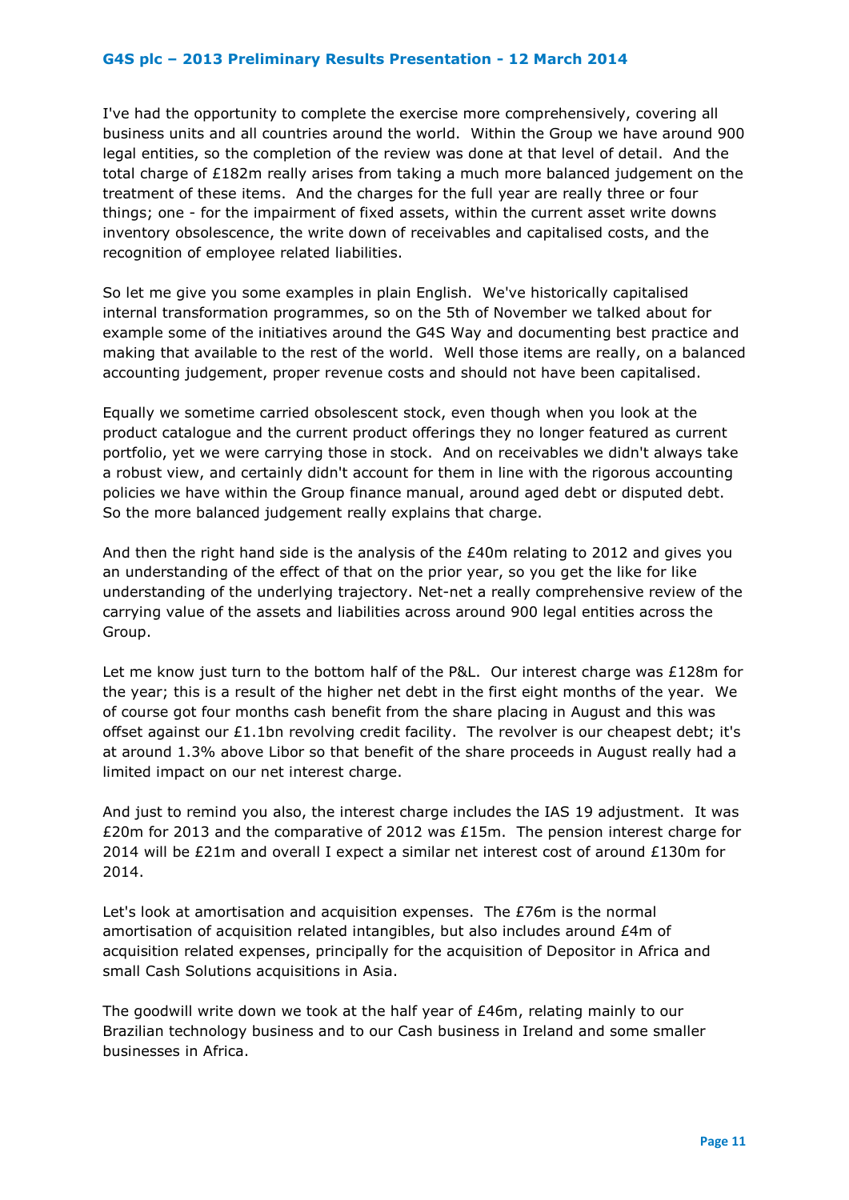I've had the opportunity to complete the exercise more comprehensively, covering all business units and all countries around the world. Within the Group we have around 900 legal entities, so the completion of the review was done at that level of detail. And the total charge of £182m really arises from taking a much more balanced judgement on the treatment of these items. And the charges for the full year are really three or four things; one - for the impairment of fixed assets, within the current asset write downs inventory obsolescence, the write down of receivables and capitalised costs, and the recognition of employee related liabilities.

So let me give you some examples in plain English. We've historically capitalised internal transformation programmes, so on the 5th of November we talked about for example some of the initiatives around the G4S Way and documenting best practice and making that available to the rest of the world. Well those items are really, on a balanced accounting judgement, proper revenue costs and should not have been capitalised.

Equally we sometime carried obsolescent stock, even though when you look at the product catalogue and the current product offerings they no longer featured as current portfolio, yet we were carrying those in stock. And on receivables we didn't always take a robust view, and certainly didn't account for them in line with the rigorous accounting policies we have within the Group finance manual, around aged debt or disputed debt. So the more balanced judgement really explains that charge.

And then the right hand side is the analysis of the £40m relating to 2012 and gives you an understanding of the effect of that on the prior year, so you get the like for like understanding of the underlying trajectory. Net-net a really comprehensive review of the carrying value of the assets and liabilities across around 900 legal entities across the Group.

Let me know just turn to the bottom half of the P&L. Our interest charge was £128m for the year; this is a result of the higher net debt in the first eight months of the year. We of course got four months cash benefit from the share placing in August and this was offset against our £1.1bn revolving credit facility. The revolver is our cheapest debt; it's at around 1.3% above Libor so that benefit of the share proceeds in August really had a limited impact on our net interest charge.

And just to remind you also, the interest charge includes the IAS 19 adjustment. It was £20m for 2013 and the comparative of 2012 was £15m. The pension interest charge for 2014 will be £21m and overall I expect a similar net interest cost of around £130m for 2014.

Let's look at amortisation and acquisition expenses. The £76m is the normal amortisation of acquisition related intangibles, but also includes around £4m of acquisition related expenses, principally for the acquisition of Depositor in Africa and small Cash Solutions acquisitions in Asia.

The goodwill write down we took at the half year of £46m, relating mainly to our Brazilian technology business and to our Cash business in Ireland and some smaller businesses in Africa.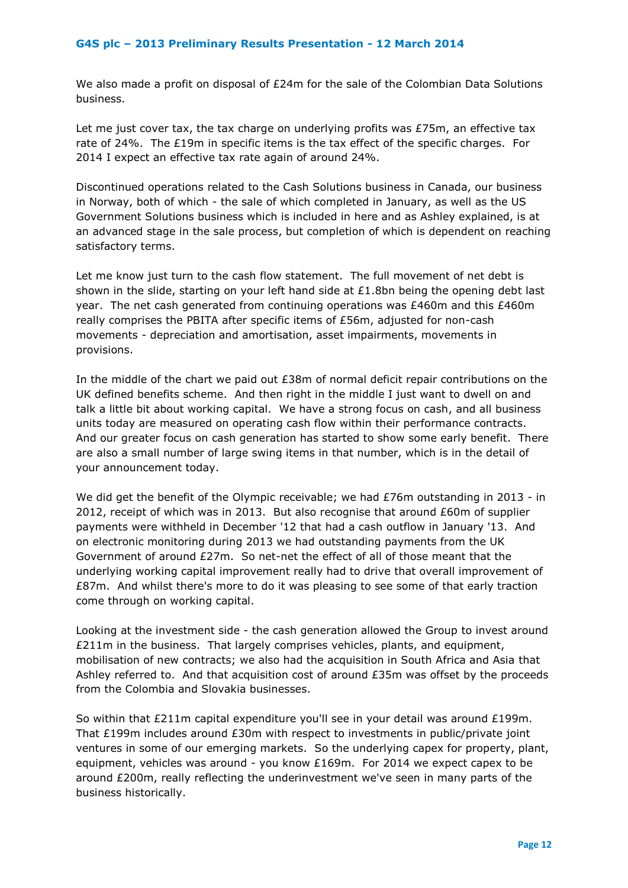We also made a profit on disposal of £24m for the sale of the Colombian Data Solutions business.

Let me just cover tax, the tax charge on underlying profits was £75m, an effective tax rate of 24%. The £19m in specific items is the tax effect of the specific charges. For 2014 I expect an effective tax rate again of around 24%.

Discontinued operations related to the Cash Solutions business in Canada, our business in Norway, both of which - the sale of which completed in January, as well as the US Government Solutions business which is included in here and as Ashley explained, is at an advanced stage in the sale process, but completion of which is dependent on reaching satisfactory terms.

Let me know just turn to the cash flow statement. The full movement of net debt is shown in the slide, starting on your left hand side at £1.8bn being the opening debt last year. The net cash generated from continuing operations was £460m and this £460m really comprises the PBITA after specific items of £56m, adjusted for non-cash movements - depreciation and amortisation, asset impairments, movements in provisions.

In the middle of the chart we paid out £38m of normal deficit repair contributions on the UK defined benefits scheme. And then right in the middle I just want to dwell on and talk a little bit about working capital. We have a strong focus on cash, and all business units today are measured on operating cash flow within their performance contracts. And our greater focus on cash generation has started to show some early benefit. There are also a small number of large swing items in that number, which is in the detail of your announcement today.

We did get the benefit of the Olympic receivable; we had £76m outstanding in 2013 - in 2012, receipt of which was in 2013. But also recognise that around £60m of supplier payments were withheld in December '12 that had a cash outflow in January '13. And on electronic monitoring during 2013 we had outstanding payments from the UK Government of around £27m. So net-net the effect of all of those meant that the underlying working capital improvement really had to drive that overall improvement of £87m. And whilst there's more to do it was pleasing to see some of that early traction come through on working capital.

Looking at the investment side - the cash generation allowed the Group to invest around £211m in the business. That largely comprises vehicles, plants, and equipment, mobilisation of new contracts; we also had the acquisition in South Africa and Asia that Ashley referred to. And that acquisition cost of around £35m was offset by the proceeds from the Colombia and Slovakia businesses.

So within that £211m capital expenditure you'll see in your detail was around £199m. That £199m includes around £30m with respect to investments in public/private joint ventures in some of our emerging markets. So the underlying capex for property, plant, equipment, vehicles was around - you know £169m. For 2014 we expect capex to be around £200m, really reflecting the underinvestment we've seen in many parts of the business historically.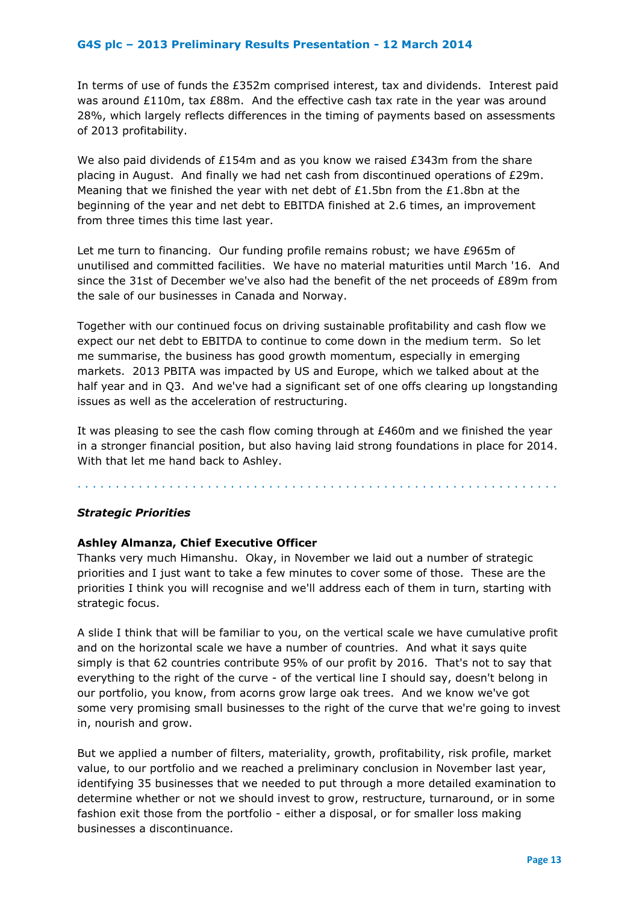In terms of use of funds the £352m comprised interest, tax and dividends. Interest paid was around £110m, tax £88m. And the effective cash tax rate in the year was around 28%, which largely reflects differences in the timing of payments based on assessments of 2013 profitability.

We also paid dividends of £154m and as you know we raised £343m from the share placing in August. And finally we had net cash from discontinued operations of £29m. Meaning that we finished the year with net debt of £1.5bn from the £1.8bn at the beginning of the year and net debt to EBITDA finished at 2.6 times, an improvement from three times this time last year.

Let me turn to financing. Our funding profile remains robust; we have £965m of unutilised and committed facilities. We have no material maturities until March '16. And since the 31st of December we've also had the benefit of the net proceeds of £89m from the sale of our businesses in Canada and Norway.

Together with our continued focus on driving sustainable profitability and cash flow we expect our net debt to EBITDA to continue to come down in the medium term. So let me summarise, the business has good growth momentum, especially in emerging markets. 2013 PBITA was impacted by US and Europe, which we talked about at the half year and in Q3. And we've had a significant set of one offs clearing up longstanding issues as well as the acceleration of restructuring.

It was pleasing to see the cash flow coming through at £460m and we finished the year in a stronger financial position, but also having laid strong foundations in place for 2014. With that let me hand back to Ashley.

. . . . . . . . . . . . . . . . . . . . . . . . . . . . . . . . . . . . . . . . . . . . . . . . . . . . . . . . . . . . .

### *Strategic Priorities*

**Ashley Almanza, Chief Executive Officer**
Thanks very much Himanshu. Okay, in November we laid out a number of strategic priorities and I just want to take a few minutes to cover some of those. These are the priorities I think you will recognise and we'll address each of them in turn, starting with strategic focus.

A slide I think that will be familiar to you, on the vertical scale we have cumulative profit and on the horizontal scale we have a number of countries. And what it says quite simply is that 62 countries contribute 95% of our profit by 2016. That's not to say that everything to the right of the curve - of the vertical line I should say, doesn't belong in our portfolio, you know, from acorns grow large oak trees. And we know we've got some very promising small businesses to the right of the curve that we're going to invest in, nourish and grow.

But we applied a number of filters, materiality, growth, profitability, risk profile, market value, to our portfolio and we reached a preliminary conclusion in November last year, identifying 35 businesses that we needed to put through a more detailed examination to determine whether or not we should invest to grow, restructure, turnaround, or in some fashion exit those from the portfolio - either a disposal, or for smaller loss making businesses a discontinuance.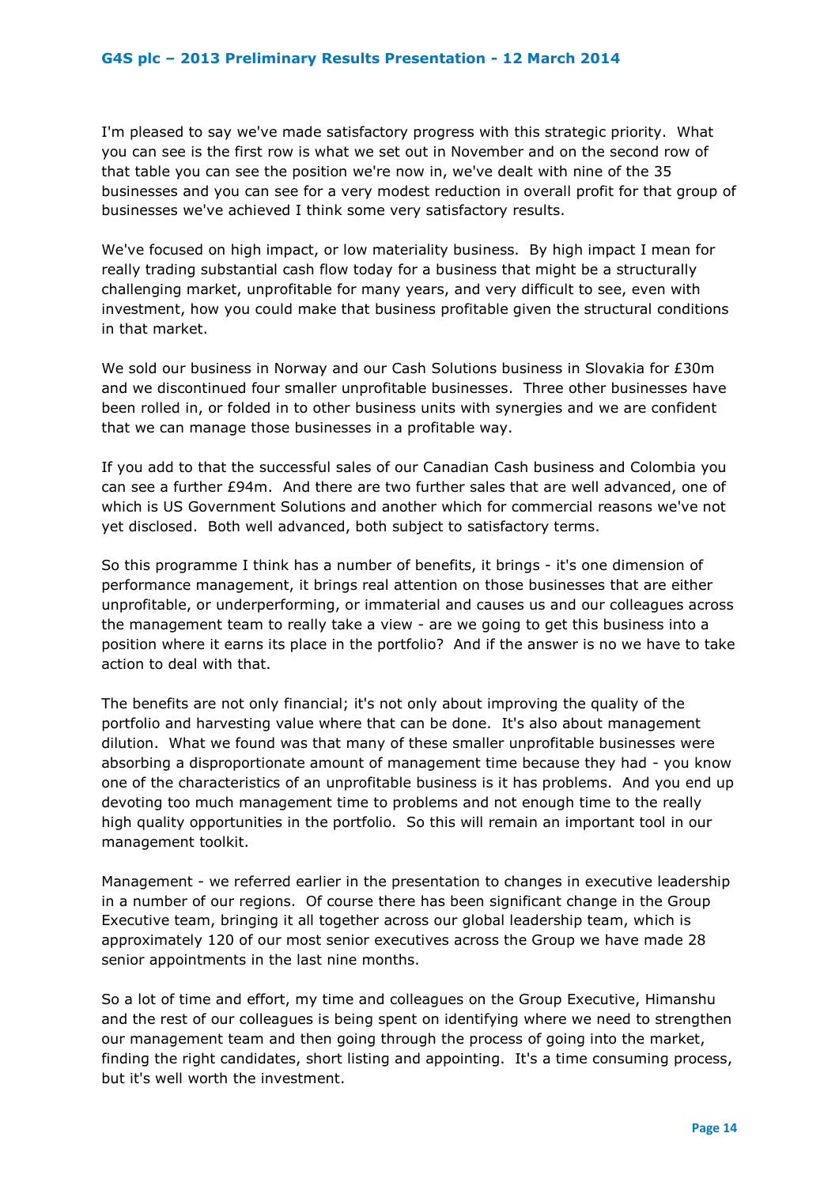I'm pleased to say we've made satisfactory progress with this strategic priority. What you can see is the first row is what we set out in November and on the second row of that table you can see the position we're now in, we've dealt with nine of the 35 businesses and you can see for a very modest reduction in overall profit for that group of businesses we've achieved I think some very satisfactory results.

We've focused on high impact, or low materiality business. By high impact I mean for really trading substantial cash flow today for a business that might be a structurally challenging market, unprofitable for many years, and very difficult to see, even with investment, how you could make that business profitable given the structural conditions in that market.

We sold our business in Norway and our Cash Solutions business in Slovakia for £30m and we discontinued four smaller unprofitable businesses. Three other businesses have been rolled in, or folded in to other business units with synergies and we are confident that we can manage those businesses in a profitable way.

If you add to that the successful sales of our Canadian Cash business and Colombia you can see a further £94m. And there are two further sales that are well advanced, one of which is US Government Solutions and another which for commercial reasons we've not yet disclosed. Both well advanced, both subject to satisfactory terms.

So this programme I think has a number of benefits, it brings - it's one dimension of performance management, it brings real attention on those businesses that are either unprofitable, or underperforming, or immaterial and causes us and our colleagues across the management team to really take a view - are we going to get this business into a position where it earns its place in the portfolio? And if the answer is no we have to take action to deal with that.

The benefits are not only financial; it's not only about improving the quality of the portfolio and harvesting value where that can be done. It's also about management dilution. What we found was that many of these smaller unprofitable businesses were absorbing a disproportionate amount of management time because they had - you know one of the characteristics of an unprofitable business is it has problems. And you end up devoting too much management time to problems and not enough time to the really high quality opportunities in the portfolio. So this will remain an important tool in our management toolkit.

Management - we referred earlier in the presentation to changes in executive leadership in a number of our regions. Of course there has been significant change in the Group Executive team, bringing it all together across our global leadership team, which is approximately 120 of our most senior executives across the Group we have made 28 senior appointments in the last nine months.

So a lot of time and effort, my time and colleagues on the Group Executive, Himanshu and the rest of our colleagues is being spent on identifying where we need to strengthen our management team and then going through the process of going into the market, finding the right candidates, short listing and appointing. It's a time consuming process, but it's well worth the investment.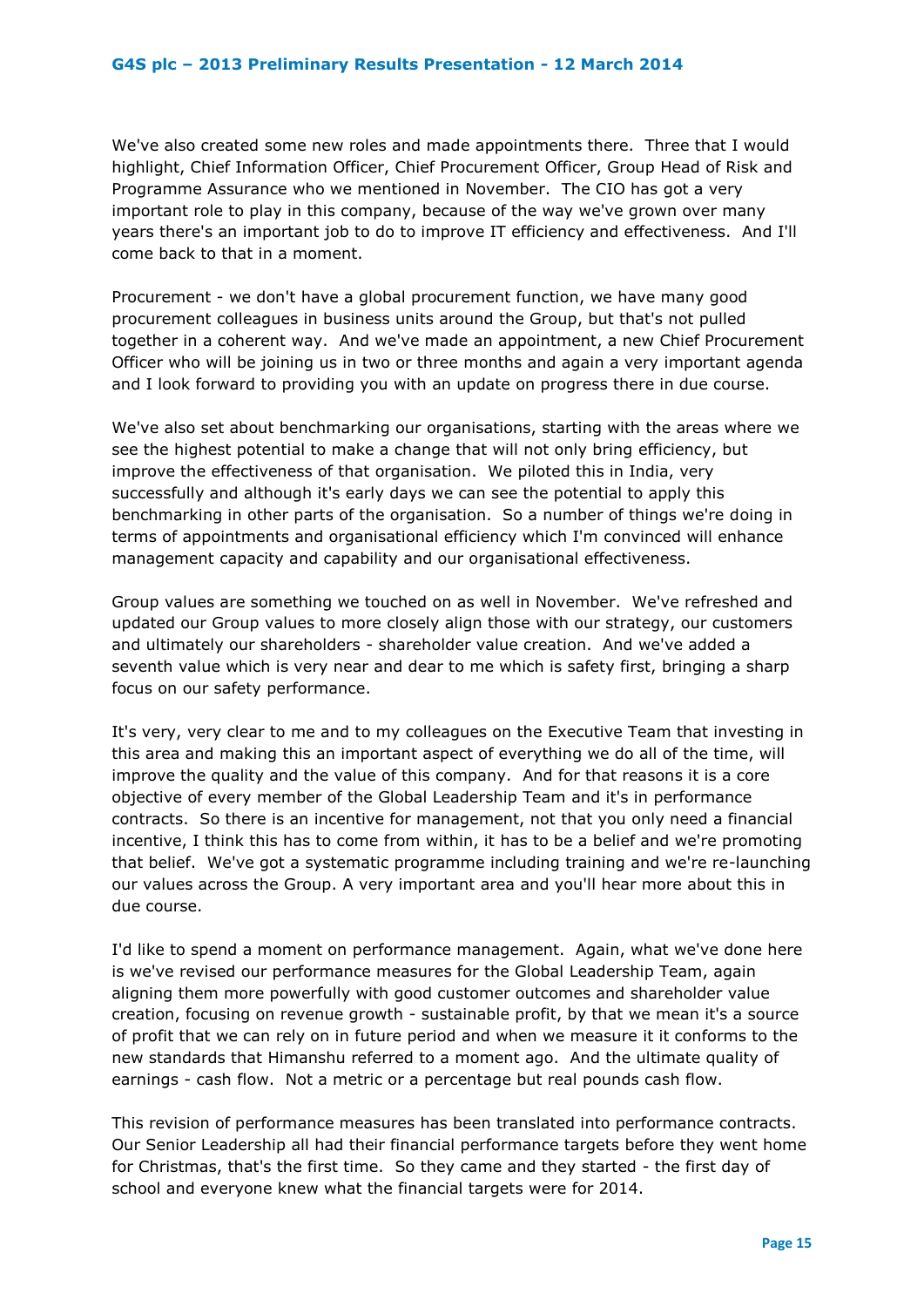We've also created some new roles and made appointments there. Three that I would highlight, Chief Information Officer, Chief Procurement Officer, Group Head of Risk and Programme Assurance who we mentioned in November. The CIO has got a very important role to play in this company, because of the way we've grown over many years there's an important job to do to improve IT efficiency and effectiveness. And I'll come back to that in a moment.

Procurement - we don't have a global procurement function, we have many good procurement colleagues in business units around the Group, but that's not pulled together in a coherent way. And we've made an appointment, a new Chief Procurement Officer who will be joining us in two or three months and again a very important agenda and I look forward to providing you with an update on progress there in due course.

We've also set about benchmarking our organisations, starting with the areas where we see the highest potential to make a change that will not only bring efficiency, but improve the effectiveness of that organisation. We piloted this in India, very successfully and although it's early days we can see the potential to apply this benchmarking in other parts of the organisation. So a number of things we're doing in terms of appointments and organisational efficiency which I'm convinced will enhance management capacity and capability and our organisational effectiveness.

Group values are something we touched on as well in November. We've refreshed and updated our Group values to more closely align those with our strategy, our customers and ultimately our shareholders - shareholder value creation. And we've added a seventh value which is very near and dear to me which is safety first, bringing a sharp focus on our safety performance.

It's very, very clear to me and to my colleagues on the Executive Team that investing in this area and making this an important aspect of everything we do all of the time, will improve the quality and the value of this company. And for that reasons it is a core objective of every member of the Global Leadership Team and it's in performance contracts. So there is an incentive for management, not that you only need a financial incentive, I think this has to come from within, it has to be a belief and we're promoting that belief. We've got a systematic programme including training and we're re-launching our values across the Group. A very important area and you'll hear more about this in due course.

I'd like to spend a moment on performance management. Again, what we've done here is we've revised our performance measures for the Global Leadership Team, again aligning them more powerfully with good customer outcomes and shareholder value creation, focusing on revenue growth - sustainable profit, by that we mean it's a source of profit that we can rely on in future period and when we measure it it conforms to the new standards that Himanshu referred to a moment ago. And the ultimate quality of earnings - cash flow. Not a metric or a percentage but real pounds cash flow.

This revision of performance measures has been translated into performance contracts. Our Senior Leadership all had their financial performance targets before they went home for Christmas, that's the first time. So they came and they started - the first day of school and everyone knew what the financial targets were for 2014.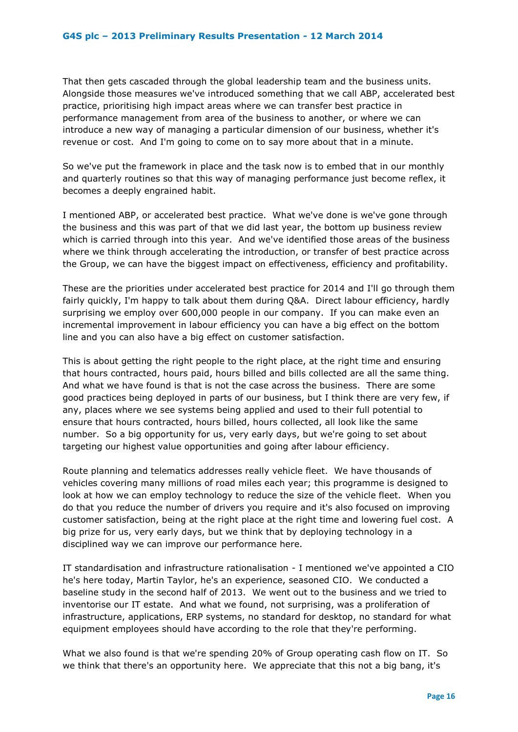That then gets cascaded through the global leadership team and the business units. Alongside those measures we've introduced something that we call ABP, accelerated best practice, prioritising high impact areas where we can transfer best practice in performance management from area of the business to another, or where we can introduce a new way of managing a particular dimension of our business, whether it's revenue or cost. And I'm going to come on to say more about that in a minute.

So we've put the framework in place and the task now is to embed that in our monthly and quarterly routines so that this way of managing performance just become reflex, it becomes a deeply engrained habit.

I mentioned ABP, or accelerated best practice. What we've done is we've gone through the business and this was part of that we did last year, the bottom up business review which is carried through into this year. And we've identified those areas of the business where we think through accelerating the introduction, or transfer of best practice across the Group, we can have the biggest impact on effectiveness, efficiency and profitability.

These are the priorities under accelerated best practice for 2014 and I'll go through them fairly quickly, I'm happy to talk about them during Q&A. Direct labour efficiency, hardly surprising we employ over 600,000 people in our company. If you can make even an incremental improvement in labour efficiency you can have a big effect on the bottom line and you can also have a big effect on customer satisfaction.

This is about getting the right people to the right place, at the right time and ensuring that hours contracted, hours paid, hours billed and bills collected are all the same thing. And what we have found is that is not the case across the business. There are some good practices being deployed in parts of our business, but I think there are very few, if any, places where we see systems being applied and used to their full potential to ensure that hours contracted, hours billed, hours collected, all look like the same number. So a big opportunity for us, very early days, but we're going to set about targeting our highest value opportunities and going after labour efficiency.

Route planning and telematics addresses really vehicle fleet. We have thousands of vehicles covering many millions of road miles each year; this programme is designed to look at how we can employ technology to reduce the size of the vehicle fleet. When you do that you reduce the number of drivers you require and it's also focused on improving customer satisfaction, being at the right place at the right time and lowering fuel cost. A big prize for us, very early days, but we think that by deploying technology in a disciplined way we can improve our performance here.

IT standardisation and infrastructure rationalisation - I mentioned we've appointed a CIO he's here today, Martin Taylor, he's an experience, seasoned CIO. We conducted a baseline study in the second half of 2013. We went out to the business and we tried to inventorise our IT estate. And what we found, not surprising, was a proliferation of infrastructure, applications, ERP systems, no standard for desktop, no standard for what equipment employees should have according to the role that they're performing.

What we also found is that we're spending 20% of Group operating cash flow on IT. So we think that there's an opportunity here. We appreciate that this not a big bang, it's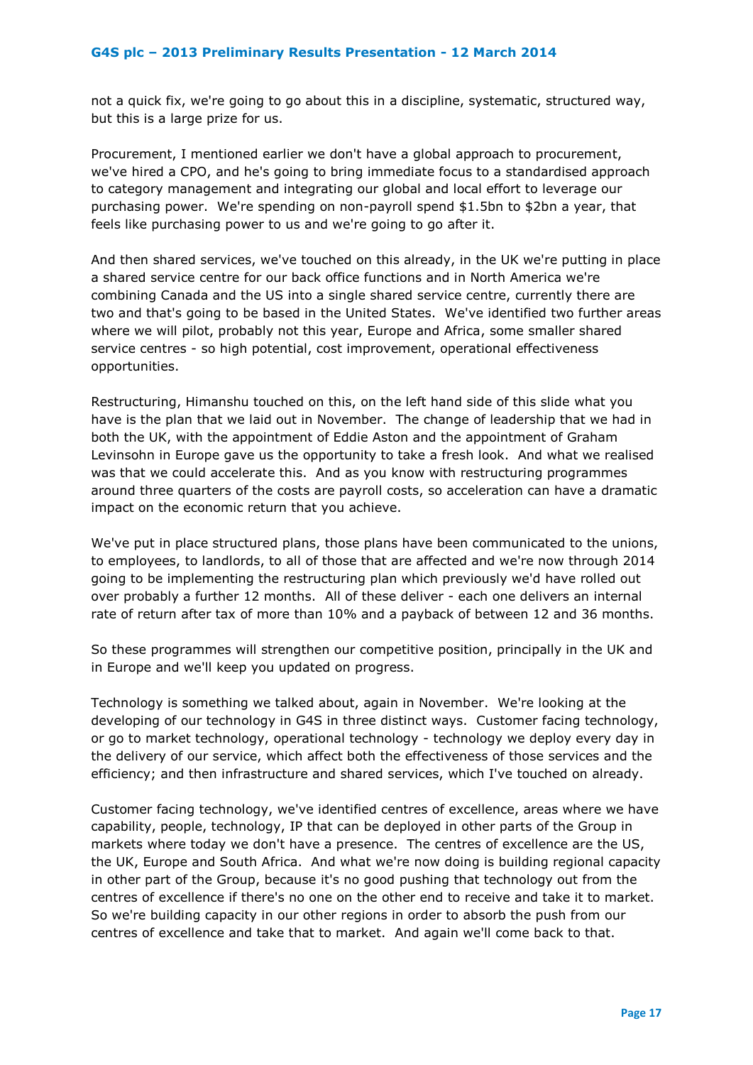not a quick fix, we're going to go about this in a discipline, systematic, structured way, but this is a large prize for us.

Procurement, I mentioned earlier we don't have a global approach to procurement, we've hired a CPO, and he's going to bring immediate focus to a standardised approach to category management and integrating our global and local effort to leverage our purchasing power. We're spending on non-payroll spend $1.5bn to $2bn a year, that feels like purchasing power to us and we're going to go after it.

And then shared services, we've touched on this already, in the UK we're putting in place a shared service centre for our back office functions and in North America we're combining Canada and the US into a single shared service centre, currently there are two and that's going to be based in the United States. We've identified two further areas where we will pilot, probably not this year, Europe and Africa, some smaller shared service centres - so high potential, cost improvement, operational effectiveness opportunities.

Restructuring, Himanshu touched on this, on the left hand side of this slide what you have is the plan that we laid out in November. The change of leadership that we had in both the UK, with the appointment of Eddie Aston and the appointment of Graham Levinsohn in Europe gave us the opportunity to take a fresh look. And what we realised was that we could accelerate this. And as you know with restructuring programmes around three quarters of the costs are payroll costs, so acceleration can have a dramatic impact on the economic return that you achieve.

We've put in place structured plans, those plans have been communicated to the unions, to employees, to landlords, to all of those that are affected and we're now through 2014 going to be implementing the restructuring plan which previously we'd have rolled out over probably a further 12 months. All of these deliver - each one delivers an internal rate of return after tax of more than 10% and a payback of between 12 and 36 months.

So these programmes will strengthen our competitive position, principally in the UK and in Europe and we'll keep you updated on progress.

Technology is something we talked about, again in November. We're looking at the developing of our technology in G4S in three distinct ways. Customer facing technology, or go to market technology, operational technology - technology we deploy every day in the delivery of our service, which affect both the effectiveness of those services and the efficiency; and then infrastructure and shared services, which I've touched on already.

Customer facing technology, we've identified centres of excellence, areas where we have capability, people, technology, IP that can be deployed in other parts of the Group in markets where today we don't have a presence. The centres of excellence are the US, the UK, Europe and South Africa. And what we're now doing is building regional capacity in other part of the Group, because it's no good pushing that technology out from the centres of excellence if there's no one on the other end to receive and take it to market. So we're building capacity in our other regions in order to absorb the push from our centres of excellence and take that to market. And again we'll come back to that.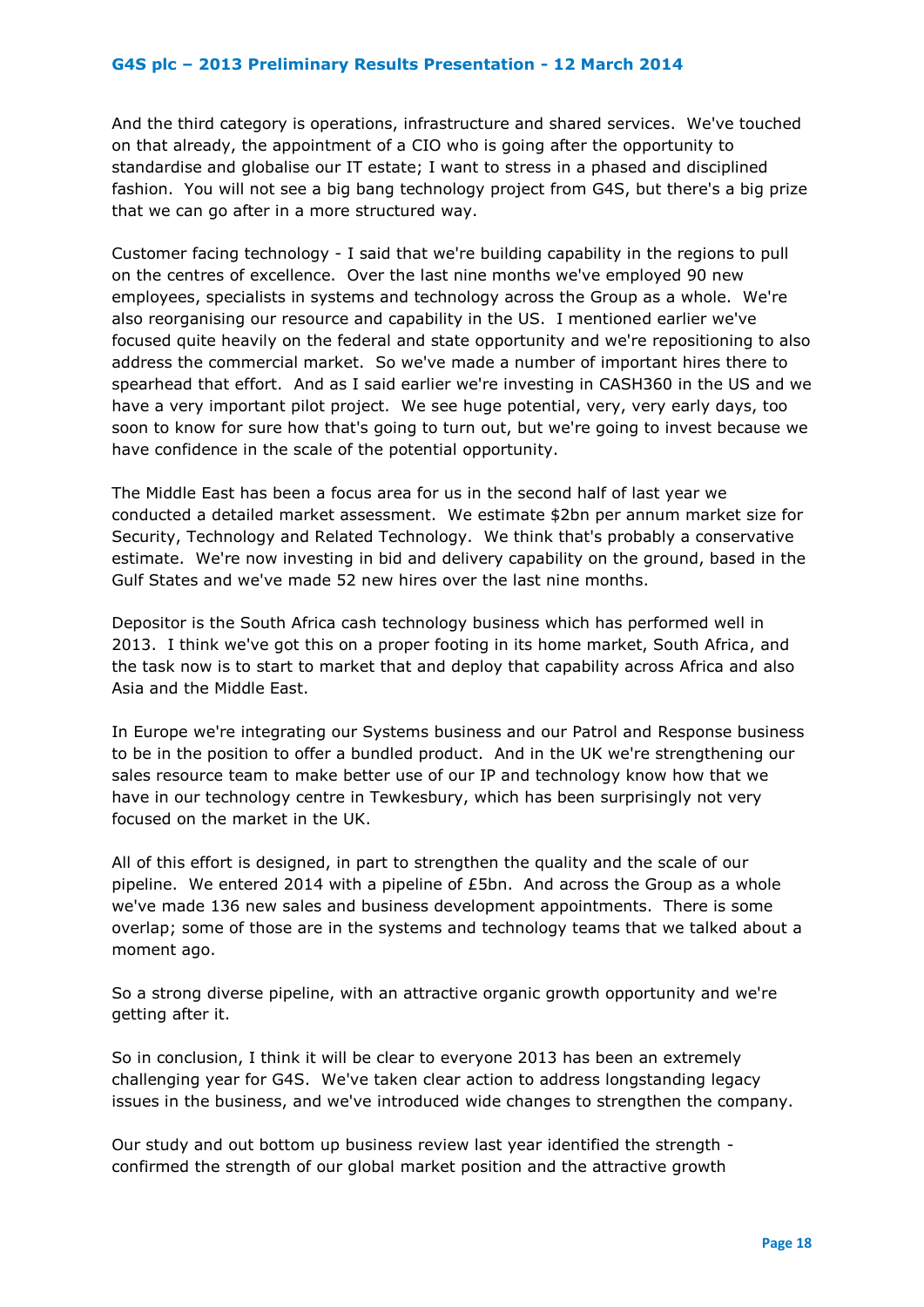And the third category is operations, infrastructure and shared services. We've touched on that already, the appointment of a CIO who is going after the opportunity to standardise and globalise our IT estate; I want to stress in a phased and disciplined fashion. You will not see a big bang technology project from G4S, but there's a big prize that we can go after in a more structured way.

Customer facing technology - I said that we're building capability in the regions to pull on the centres of excellence. Over the last nine months we've employed 90 new employees, specialists in systems and technology across the Group as a whole. We're also reorganising our resource and capability in the US. I mentioned earlier we've focused quite heavily on the federal and state opportunity and we're repositioning to also address the commercial market. So we've made a number of important hires there to spearhead that effort. And as I said earlier we're investing in CASH360 in the US and we have a very important pilot project. We see huge potential, very, very early days, too soon to know for sure how that's going to turn out, but we're going to invest because we have confidence in the scale of the potential opportunity.

The Middle East has been a focus area for us in the second half of last year we conducted a detailed market assessment. We estimate $2bn per annum market size for Security, Technology and Related Technology. We think that's probably a conservative estimate. We're now investing in bid and delivery capability on the ground, based in the Gulf States and we've made 52 new hires over the last nine months.

Depositor is the South Africa cash technology business which has performed well in 2013. I think we've got this on a proper footing in its home market, South Africa, and the task now is to start to market that and deploy that capability across Africa and also Asia and the Middle East.

In Europe we're integrating our Systems business and our Patrol and Response business to be in the position to offer a bundled product. And in the UK we're strengthening our sales resource team to make better use of our IP and technology know how that we have in our technology centre in Tewkesbury, which has been surprisingly not very focused on the market in the UK.

All of this effort is designed, in part to strengthen the quality and the scale of our pipeline. We entered 2014 with a pipeline of £5bn. And across the Group as a whole we've made 136 new sales and business development appointments. There is some overlap; some of those are in the systems and technology teams that we talked about a moment ago.

So a strong diverse pipeline, with an attractive organic growth opportunity and we're getting after it.

So in conclusion, I think it will be clear to everyone 2013 has been an extremely challenging year for G4S. We've taken clear action to address longstanding legacy issues in the business, and we've introduced wide changes to strengthen the company.

Our study and out bottom up business review last year identified the strength - confirmed the strength of our global market position and the attractive growth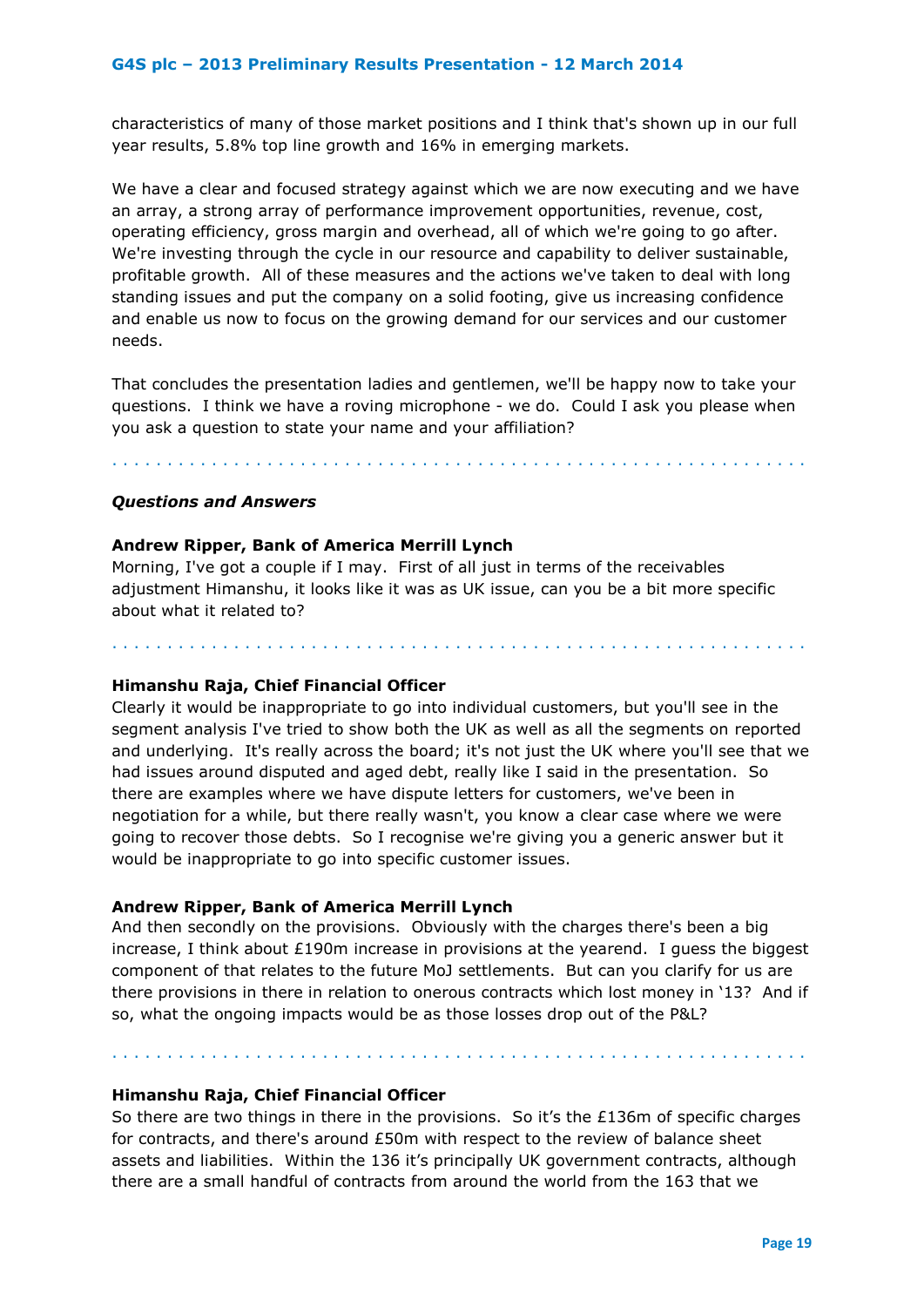characteristics of many of those market positions and I think that's shown up in our full year results, 5.8% top line growth and 16% in emerging markets.

We have a clear and focused strategy against which we are now executing and we have an array, a strong array of performance improvement opportunities, revenue, cost, operating efficiency, gross margin and overhead, all of which we're going to go after. We're investing through the cycle in our resource and capability to deliver sustainable, profitable growth. All of these measures and the actions we've taken to deal with long standing issues and put the company on a solid footing, give us increasing confidence and enable us now to focus on the growing demand for our services and our customer needs.

That concludes the presentation ladies and gentlemen, we'll be happy now to take your questions. I think we have a roving microphone - we do. Could I ask you please when you ask a question to state your name and your affiliation?

. . . . . . . . . . . . . . . . . . . . . . . . . . . . . . . . . . . . . . . . . . . . . . . . . . . . . . . . . . . . . .

### *Questions and Answers*

**Andrew Ripper, Bank of America Merrill Lynch**
Morning, I've got a couple if I may. First of all just in terms of the receivables adjustment Himanshu, it looks like it was as UK issue, can you be a bit more specific about what it related to?

. . . . . . . . . . . . . . . . . . . . . . . . . . . . . . . . . . . . . . . . . . . . . . . . . . . . . . . . . . . . . .

**Himanshu Raja, Chief Financial Officer**
Clearly it would be inappropriate to go into individual customers, but you'll see in the segment analysis I've tried to show both the UK as well as all the segments on reported and underlying. It's really across the board; it's not just the UK where you'll see that we had issues around disputed and aged debt, really like I said in the presentation. So there are examples where we have dispute letters for customers, we've been in negotiation for a while, but there really wasn't, you know a clear case where we were going to recover those debts. So I recognise we're giving you a generic answer but it would be inappropriate to go into specific customer issues.

**Andrew Ripper, Bank of America Merrill Lynch**
And then secondly on the provisions. Obviously with the charges there's been a big increase, I think about £190m increase in provisions at the yearend. I guess the biggest component of that relates to the future MoJ settlements. But can you clarify for us are there provisions in there in relation to onerous contracts which lost money in '13? And if so, what the ongoing impacts would be as those losses drop out of the P&L?

. . . . . . . . . . . . . . . . . . . . . . . . . . . . . . . . . . . . . . . . . . . . . . . . . . . . . . . . . . . . . .

**Himanshu Raja, Chief Financial Officer**
So there are two things in there in the provisions. So it's the £136m of specific charges for contracts, and there's around £50m with respect to the review of balance sheet assets and liabilities. Within the 136 it's principally UK government contracts, although there are a small handful of contracts from around the world from the 163 that we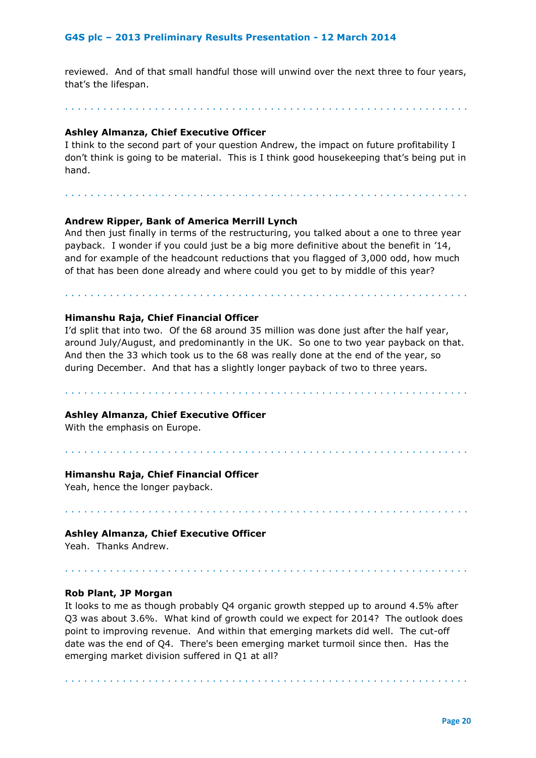reviewed. And of that small handful those will unwind over the next three to four years, that's the lifespan.

. . . . . . . . . . . . . . . . . . . . . . . . . . . . . . . . . . . . . . . . . . . . . . . . . . . . . . . . . . . . .

**Ashley Almanza, Chief Executive Officer**
I think to the second part of your question Andrew, the impact on future profitability I don't think is going to be material. This is I think good housekeeping that's being put in hand.

. . . . . . . . . . . . . . . . . . . . . . . . . . . . . . . . . . . . . . . . . . . . . . . . . . . . . . . . . . . . . .

**Andrew Ripper, Bank of America Merrill Lynch**
And then just finally in terms of the restructuring, you talked about a one to three year payback. I wonder if you could just be a big more definitive about the benefit in '14, and for example of the headcount reductions that you flagged of 3,000 odd, how much of that has been done already and where could you get to by middle of this year?

. . . . . . . . . . . . . . . . . . . . . . . . . . . . . . . . . . . . . . . . . . . . . . . . . . . . . . . . . . . . . .

**Himanshu Raja, Chief Financial Officer**
I'd split that into two. Of the 68 around 35 million was done just after the half year, around July/August, and predominantly in the UK. So one to two year payback on that. And then the 33 which took us to the 68 was really done at the end of the year, so during December. And that has a slightly longer payback of two to three years.

. . . . . . . . . . . . . . . . . . . . . . . . . . . . . . . . . . . . . . . . . . . . . . . . . . . . . . . . . . . . . .

**Ashley Almanza, Chief Executive Officer**
With the emphasis on Europe.

. . . . . . . . . . . . . . . . . . . . . . . . . . . . . . . . . . . . . . . . . . . . . . . . . . . . . . . . . . . . . .

**Himanshu Raja, Chief Financial Officer**
Yeah, hence the longer payback.

. . . . . . . . . . . . . . . . . . . . . . . . . . . . . . . . . . . . . . . . . . . . . . . . . . . . . . . . . . . . . .

**Ashley Almanza, Chief Executive Officer**
Yeah. Thanks Andrew.

. . . . . . . . . . . . . . . . . . . . . . . . . . . . . . . . . . . . . . . . . . . . . . . . . . . . . . . . . . . . . .

**Rob Plant, JP Morgan**
It looks to me as though probably Q4 organic growth stepped up to around 4.5% after Q3 was about 3.6%. What kind of growth could we expect for 2014? The outlook does point to improving revenue. And within that emerging markets did well. The cut-off date was the end of Q4. There's been emerging market turmoil since then. Has the emerging market division suffered in Q1 at all?

. . . . . . . . . . . . . . . . . . . . . . . . . . . . . . . . . . . . . . . . . . . . . . . . . . . . . . . . . . . . . .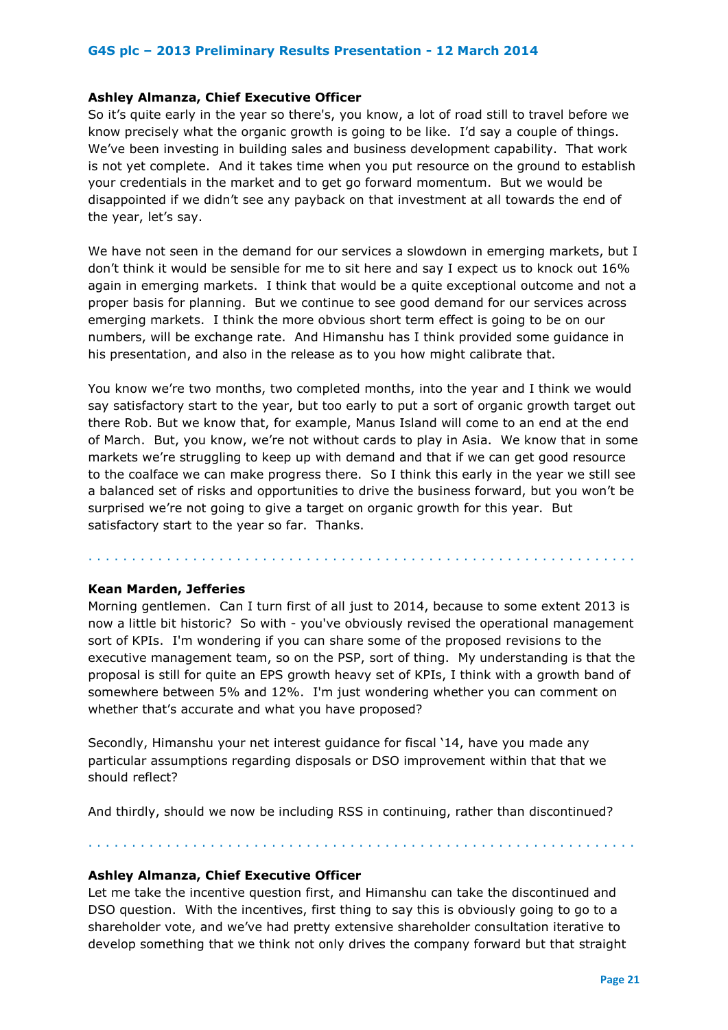**Ashley Almanza, Chief Executive Officer**

So it's quite early in the year so there's, you know, a lot of road still to travel before we know precisely what the organic growth is going to be like. I'd say a couple of things. We've been investing in building sales and business development capability. That work is not yet complete. And it takes time when you put resource on the ground to establish your credentials in the market and to get go forward momentum. But we would be disappointed if we didn't see any payback on that investment at all towards the end of the year, let's say.

We have not seen in the demand for our services a slowdown in emerging markets, but I don't think it would be sensible for me to sit here and say I expect us to knock out 16% again in emerging markets. I think that would be a quite exceptional outcome and not a proper basis for planning. But we continue to see good demand for our services across emerging markets. I think the more obvious short term effect is going to be on our numbers, will be exchange rate. And Himanshu has I think provided some guidance in his presentation, and also in the release as to you how might calibrate that.

You know we're two months, two completed months, into the year and I think we would say satisfactory start to the year, but too early to put a sort of organic growth target out there Rob. But we know that, for example, Manus Island will come to an end at the end of March. But, you know, we're not without cards to play in Asia. We know that in some markets we're struggling to keep up with demand and that if we can get good resource to the coalface we can make progress there. So I think this early in the year we still see a balanced set of risks and opportunities to drive the business forward, but you won't be surprised we're not going to give a target on organic growth for this year. But satisfactory start to the year so far. Thanks.

. . . . . . . . . . . . . . . . . . . . . . . . . . . . . . . . . . . . . . . . . . . . . . . . . . . . . . . . . . . . . . .

**Kean Marden, Jefferies**

Morning gentlemen. Can I turn first of all just to 2014, because to some extent 2013 is now a little bit historic? So with - you've obviously revised the operational management sort of KPIs. I'm wondering if you can share some of the proposed revisions to the executive management team, so on the PSP, sort of thing. My understanding is that the proposal is still for quite an EPS growth heavy set of KPIs, I think with a growth band of somewhere between 5% and 12%. I'm just wondering whether you can comment on whether that's accurate and what you have proposed?

Secondly, Himanshu your net interest guidance for fiscal '14, have you made any particular assumptions regarding disposals or DSO improvement within that that we should reflect?

And thirdly, should we now be including RSS in continuing, rather than discontinued?

. . . . . . . . . . . . . . . . . . . . . . . . . . . . . . . . . . . . . . . . . . . . . . . . . . . . . . . . . . . . . . .

**Ashley Almanza, Chief Executive Officer**

Let me take the incentive question first, and Himanshu can take the discontinued and DSO question. With the incentives, first thing to say this is obviously going to go to a shareholder vote, and we've had pretty extensive shareholder consultation iterative to develop something that we think not only drives the company forward but that straight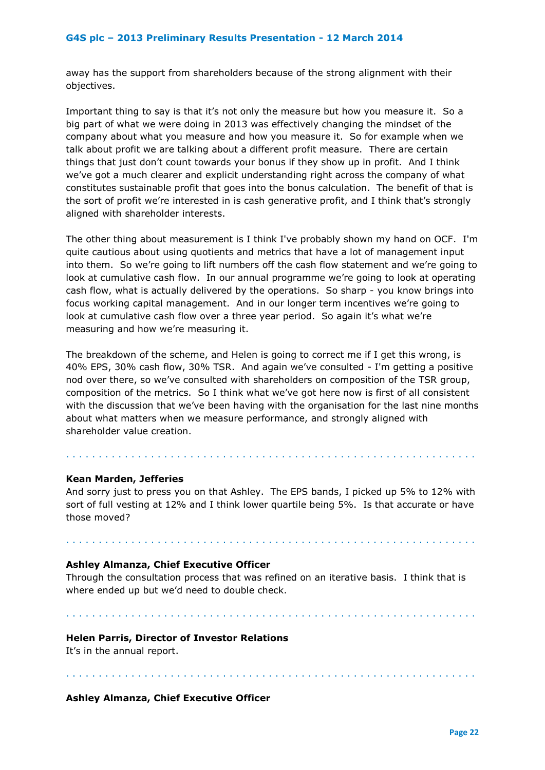away has the support from shareholders because of the strong alignment with their objectives.

Important thing to say is that it's not only the measure but how you measure it. So a big part of what we were doing in 2013 was effectively changing the mindset of the company about what you measure and how you measure it. So for example when we talk about profit we are talking about a different profit measure. There are certain things that just don't count towards your bonus if they show up in profit. And I think we've got a much clearer and explicit understanding right across the company of what constitutes sustainable profit that goes into the bonus calculation. The benefit of that is the sort of profit we're interested in is cash generative profit, and I think that's strongly aligned with shareholder interests.

The other thing about measurement is I think I've probably shown my hand on OCF. I'm quite cautious about using quotients and metrics that have a lot of management input into them. So we're going to lift numbers off the cash flow statement and we're going to look at cumulative cash flow. In our annual programme we're going to look at operating cash flow, what is actually delivered by the operations. So sharp - you know brings into focus working capital management. And in our longer term incentives we're going to look at cumulative cash flow over a three year period. So again it's what we're measuring and how we're measuring it.

The breakdown of the scheme, and Helen is going to correct me if I get this wrong, is 40% EPS, 30% cash flow, 30% TSR. And again we've consulted - I'm getting a positive nod over there, so we've consulted with shareholders on composition of the TSR group, composition of the metrics. So I think what we've got here now is first of all consistent with the discussion that we've been having with the organisation for the last nine months about what matters when we measure performance, and strongly aligned with shareholder value creation.

. . . . . . . . . . . . . . . . . . . . . . . . . . . . . . . . . . . . . . . . . . . . . . . . . . . . . . . . . . . . . . .

**Kean Marden, Jefferies**

And sorry just to press you on that Ashley. The EPS bands, I picked up 5% to 12% with sort of full vesting at 12% and I think lower quartile being 5%. Is that accurate or have those moved?

. . . . . . . . . . . . . . . . . . . . . . . . . . . . . . . . . . . . . . . . . . . . . . . . . . . . . . . . . . . . . . . .

**Ashley Almanza, Chief Executive Officer**

Through the consultation process that was refined on an iterative basis. I think that is where ended up but we'd need to double check.

. . . . . . . . . . . . . . . . . . . . . . . . . . . . . . . . . . . . . . . . . . . . . . . . . . . . . . . . . . . . . . . .

**Helen Parris, Director of Investor Relations**

It's in the annual report.

. . . . . . . . . . . . . . . . . . . . . . . . . . . . . . . . . . . . . . . . . . . . . . . . . . . . . . . . . . . . . . . .

**Ashley Almanza, Chief Executive Officer**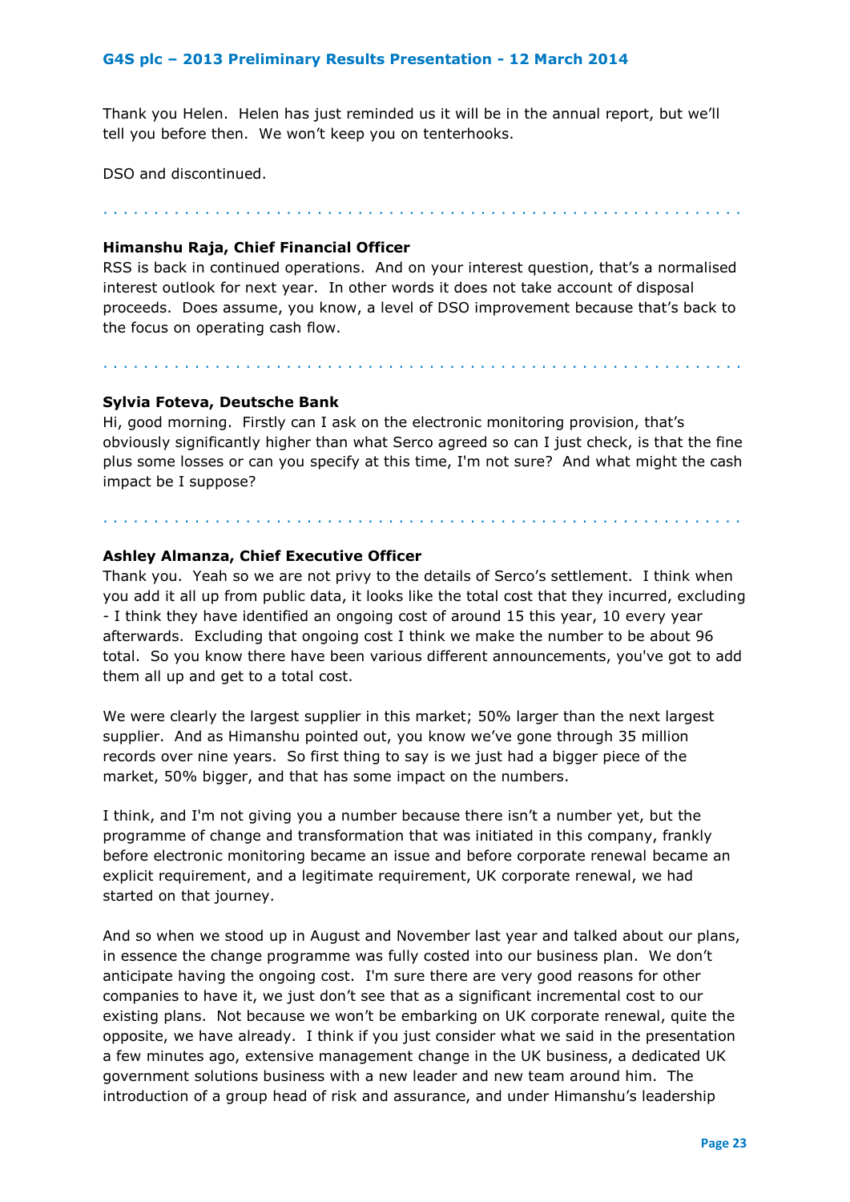Thank you Helen. Helen has just reminded us it will be in the annual report, but we'll tell you before then. We won't keep you on tenterhooks.

DSO and discontinued.

. . . . . . . . . . . . . . . . . . . . . . . . . . . . . . . . . . . . . . . . . . . . . . . . . . . . . . . . . . . . . .

**Himanshu Raja, Chief Financial Officer**
RSS is back in continued operations. And on your interest question, that's a normalised interest outlook for next year. In other words it does not take account of disposal proceeds. Does assume, you know, a level of DSO improvement because that's back to the focus on operating cash flow.

. . . . . . . . . . . . . . . . . . . . . . . . . . . . . . . . . . . . . . . . . . . . . . . . . . . . . . . . . . . . . .

**Sylvia Foteva, Deutsche Bank**
Hi, good morning. Firstly can I ask on the electronic monitoring provision, that's obviously significantly higher than what Serco agreed so can I just check, is that the fine plus some losses or can you specify at this time, I'm not sure? And what might the cash impact be I suppose?

. . . . . . . . . . . . . . . . . . . . . . . . . . . . . . . . . . . . . . . . . . . . . . . . . . . . . . . . . . . . . .

**Ashley Almanza, Chief Executive Officer**
Thank you. Yeah so we are not privy to the details of Serco's settlement. I think when you add it all up from public data, it looks like the total cost that they incurred, excluding - I think they have identified an ongoing cost of around 15 this year, 10 every year afterwards. Excluding that ongoing cost I think we make the number to be about 96 total. So you know there have been various different announcements, you've got to add them all up and get to a total cost.

We were clearly the largest supplier in this market; 50% larger than the next largest supplier. And as Himanshu pointed out, you know we've gone through 35 million records over nine years. So first thing to say is we just had a bigger piece of the market, 50% bigger, and that has some impact on the numbers.

I think, and I'm not giving you a number because there isn't a number yet, but the programme of change and transformation that was initiated in this company, frankly before electronic monitoring became an issue and before corporate renewal became an explicit requirement, and a legitimate requirement, UK corporate renewal, we had started on that journey.

And so when we stood up in August and November last year and talked about our plans, in essence the change programme was fully costed into our business plan. We don't anticipate having the ongoing cost. I'm sure there are very good reasons for other companies to have it, we just don't see that as a significant incremental cost to our existing plans. Not because we won't be embarking on UK corporate renewal, quite the opposite, we have already. I think if you just consider what we said in the presentation a few minutes ago, extensive management change in the UK business, a dedicated UK government solutions business with a new leader and new team around him. The introduction of a group head of risk and assurance, and under Himanshu's leadership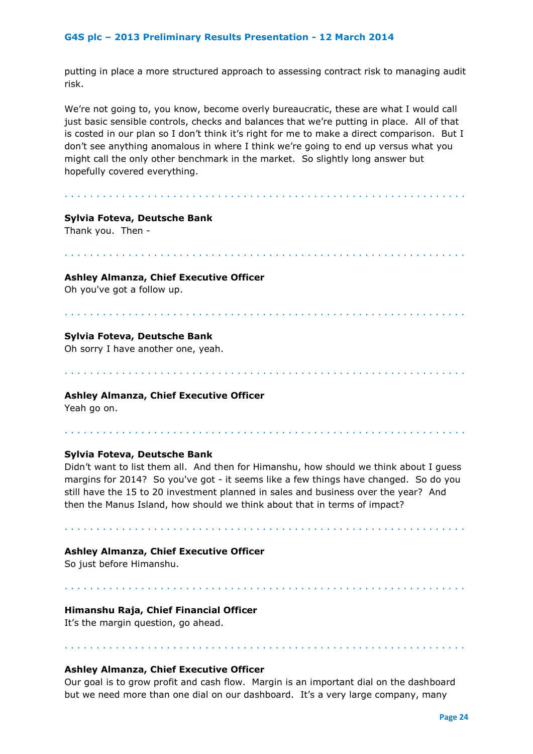putting in place a more structured approach to assessing contract risk to managing audit risk.

We're not going to, you know, become overly bureaucratic, these are what I would call just basic sensible controls, checks and balances that we're putting in place. All of that is costed in our plan so I don't think it's right for me to make a direct comparison. But I don't see anything anomalous in where I think we're going to end up versus what you might call the only other benchmark in the market. So slightly long answer but hopefully covered everything.

. . . . . . . . . . . . . . . . . . . . . . . . . . . . . . . . . . . . . . . . . . . . . . . . . . . . . . . . . . . . . . . .

**Sylvia Foteva, Deutsche Bank**
Thank you. Then -

. . . . . . . . . . . . . . . . . . . . . . . . . . . . . . . . . . . . . . . . . . . . . . . . . . . . . . . . . . . . . . . .

**Ashley Almanza, Chief Executive Officer**
Oh you've got a follow up.

. . . . . . . . . . . . . . . . . . . . . . . . . . . . . . . . . . . . . . . . . . . . . . . . . . . . . . . . . . . . . . . .

**Sylvia Foteva, Deutsche Bank**
Oh sorry I have another one, yeah.

. . . . . . . . . . . . . . . . . . . . . . . . . . . . . . . . . . . . . . . . . . . . . . . . . . . . . . . . . . . . . . . .

**Ashley Almanza, Chief Executive Officer**
Yeah go on.

. . . . . . . . . . . . . . . . . . . . . . . . . . . . . . . . . . . . . . . . . . . . . . . . . . . . . . . . . . . . . . . .

**Sylvia Foteva, Deutsche Bank**
Didn't want to list them all. And then for Himanshu, how should we think about I guess margins for 2014? So you've got - it seems like a few things have changed. So do you still have the 15 to 20 investment planned in sales and business over the year? And then the Manus Island, how should we think about that in terms of impact?

. . . . . . . . . . . . . . . . . . . . . . . . . . . . . . . . . . . . . . . . . . . . . . . . . . . . . . . . . . . . . . . .

**Ashley Almanza, Chief Executive Officer**
So just before Himanshu.

. . . . . . . . . . . . . . . . . . . . . . . . . . . . . . . . . . . . . . . . . . . . . . . . . . . . . . . . . . . . . . . .

**Himanshu Raja, Chief Financial Officer**
It's the margin question, go ahead.

. . . . . . . . . . . . . . . . . . . . . . . . . . . . . . . . . . . . . . . . . . . . . . . . . . . . . . . . . . . . . . . .

**Ashley Almanza, Chief Executive Officer**
Our goal is to grow profit and cash flow. Margin is an important dial on the dashboard but we need more than one dial on our dashboard. It's a very large company, many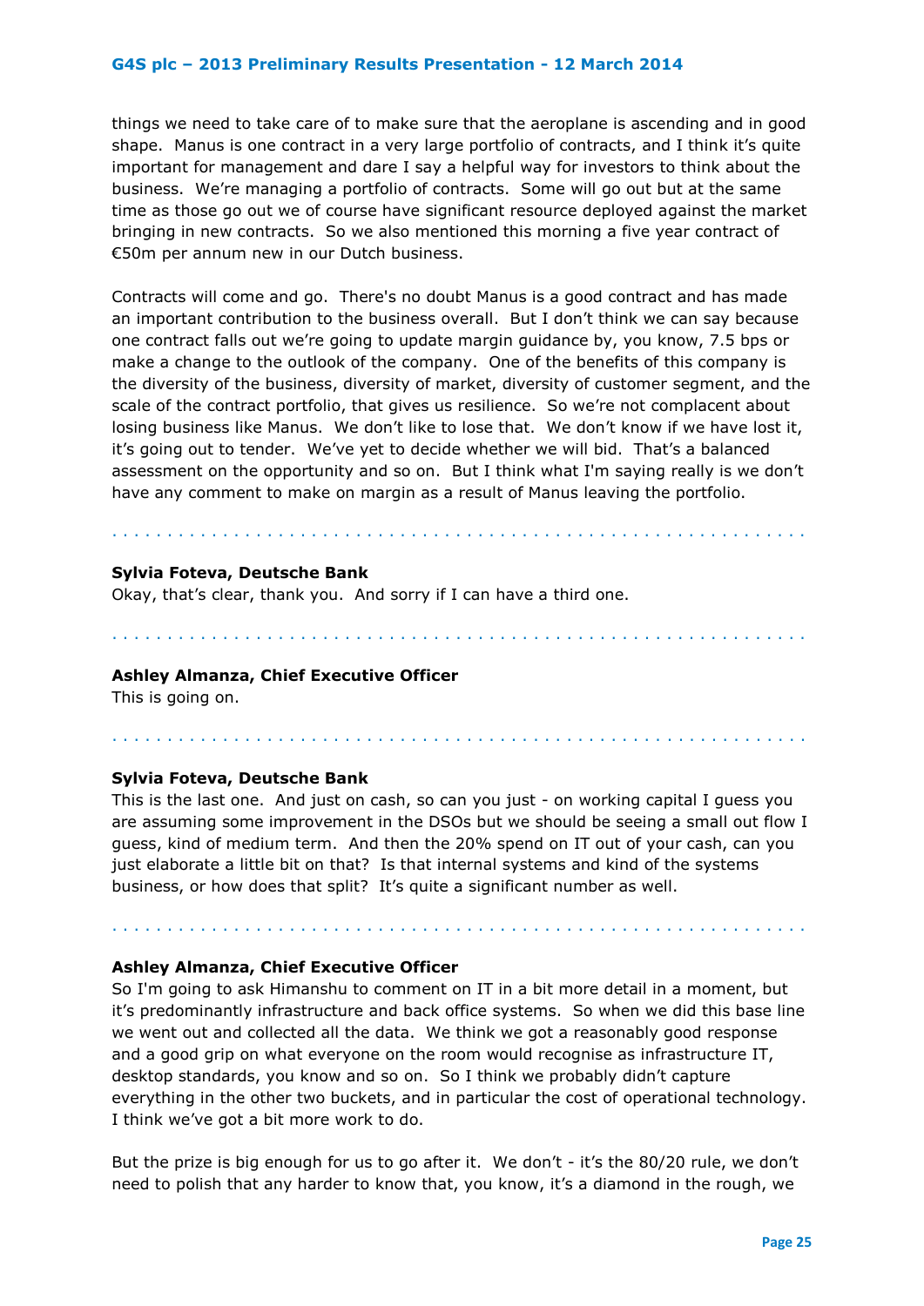things we need to take care of to make sure that the aeroplane is ascending and in good shape. Manus is one contract in a very large portfolio of contracts, and I think it's quite important for management and dare I say a helpful way for investors to think about the business. We're managing a portfolio of contracts. Some will go out but at the same time as those go out we of course have significant resource deployed against the market bringing in new contracts. So we also mentioned this morning a five year contract of €50m per annum new in our Dutch business.

Contracts will come and go. There's no doubt Manus is a good contract and has made an important contribution to the business overall. But I don't think we can say because one contract falls out we're going to update margin guidance by, you know, 7.5 bps or make a change to the outlook of the company. One of the benefits of this company is the diversity of the business, diversity of market, diversity of customer segment, and the scale of the contract portfolio, that gives us resilience. So we're not complacent about losing business like Manus. We don't like to lose that. We don't know if we have lost it, it's going out to tender. We've yet to decide whether we will bid. That's a balanced assessment on the opportunity and so on. But I think what I'm saying really is we don't have any comment to make on margin as a result of Manus leaving the portfolio.

**Sylvia Foteva, Deutsche Bank**
Okay, that's clear, thank you. And sorry if I can have a third one.

**Ashley Almanza, Chief Executive Officer**
This is going on.

**Sylvia Foteva, Deutsche Bank**
This is the last one. And just on cash, so can you just - on working capital I guess you are assuming some improvement in the DSOs but we should be seeing a small out flow I guess, kind of medium term. And then the 20% spend on IT out of your cash, can you just elaborate a little bit on that? Is that internal systems and kind of the systems business, or how does that split? It's quite a significant number as well.

**Ashley Almanza, Chief Executive Officer**
So I'm going to ask Himanshu to comment on IT in a bit more detail in a moment, but it's predominantly infrastructure and back office systems. So when we did this base line we went out and collected all the data. We think we got a reasonably good response and a good grip on what everyone on the room would recognise as infrastructure IT, desktop standards, you know and so on. So I think we probably didn't capture everything in the other two buckets, and in particular the cost of operational technology. I think we've got a bit more work to do.

But the prize is big enough for us to go after it. We don't - it's the 80/20 rule, we don't need to polish that any harder to know that, you know, it's a diamond in the rough, we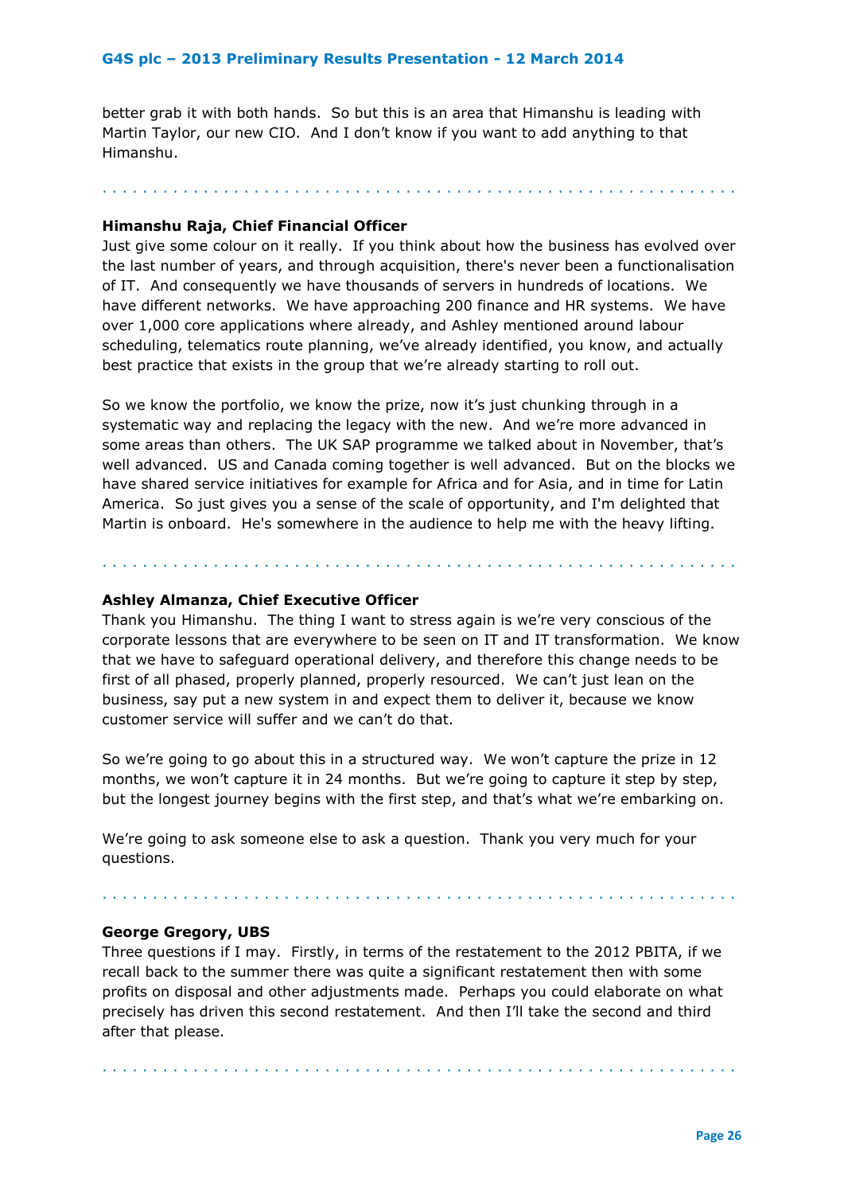better grab it with both hands. So but this is an area that Himanshu is leading with Martin Taylor, our new CIO. And I don't know if you want to add anything to that Himanshu.

. . . . . . . . . . . . . . . . . . . . . . . . . . . . . . . . . . . . . . . . . . . . . . . . . . . . . . . . . . . . .

**Himanshu Raja, Chief Financial Officer**

Just give some colour on it really. If you think about how the business has evolved over the last number of years, and through acquisition, there's never been a functionalisation of IT. And consequently we have thousands of servers in hundreds of locations. We have different networks. We have approaching 200 finance and HR systems. We have over 1,000 core applications where already, and Ashley mentioned around labour scheduling, telematics route planning, we've already identified, you know, and actually best practice that exists in the group that we're already starting to roll out.

So we know the portfolio, we know the prize, now it's just chunking through in a systematic way and replacing the legacy with the new. And we're more advanced in some areas than others. The UK SAP programme we talked about in November, that's well advanced. US and Canada coming together is well advanced. But on the blocks we have shared service initiatives for example for Africa and for Asia, and in time for Latin America. So just gives you a sense of the scale of opportunity, and I'm delighted that Martin is onboard. He's somewhere in the audience to help me with the heavy lifting.

. . . . . . . . . . . . . . . . . . . . . . . . . . . . . . . . . . . . . . . . . . . . . . . . . . . . . . . . . . . . .

**Ashley Almanza, Chief Executive Officer**

Thank you Himanshu. The thing I want to stress again is we're very conscious of the corporate lessons that are everywhere to be seen on IT and IT transformation. We know that we have to safeguard operational delivery, and therefore this change needs to be first of all phased, properly planned, properly resourced. We can't just lean on the business, say put a new system in and expect them to deliver it, because we know customer service will suffer and we can't do that.

So we're going to go about this in a structured way. We won't capture the prize in 12 months, we won't capture it in 24 months. But we're going to capture it step by step, but the longest journey begins with the first step, and that's what we're embarking on.

We're going to ask someone else to ask a question. Thank you very much for your questions.

. . . . . . . . . . . . . . . . . . . . . . . . . . . . . . . . . . . . . . . . . . . . . . . . . . . . . . . . . . . . .

**George Gregory, UBS**

Three questions if I may. Firstly, in terms of the restatement to the 2012 PBITA, if we recall back to the summer there was quite a significant restatement then with some profits on disposal and other adjustments made. Perhaps you could elaborate on what precisely has driven this second restatement. And then I'll take the second and third after that please.

. . . . . . . . . . . . . . . . . . . . . . . . . . . . . . . . . . . . . . . . . . . . . . . . . . . . . . . . . . . . .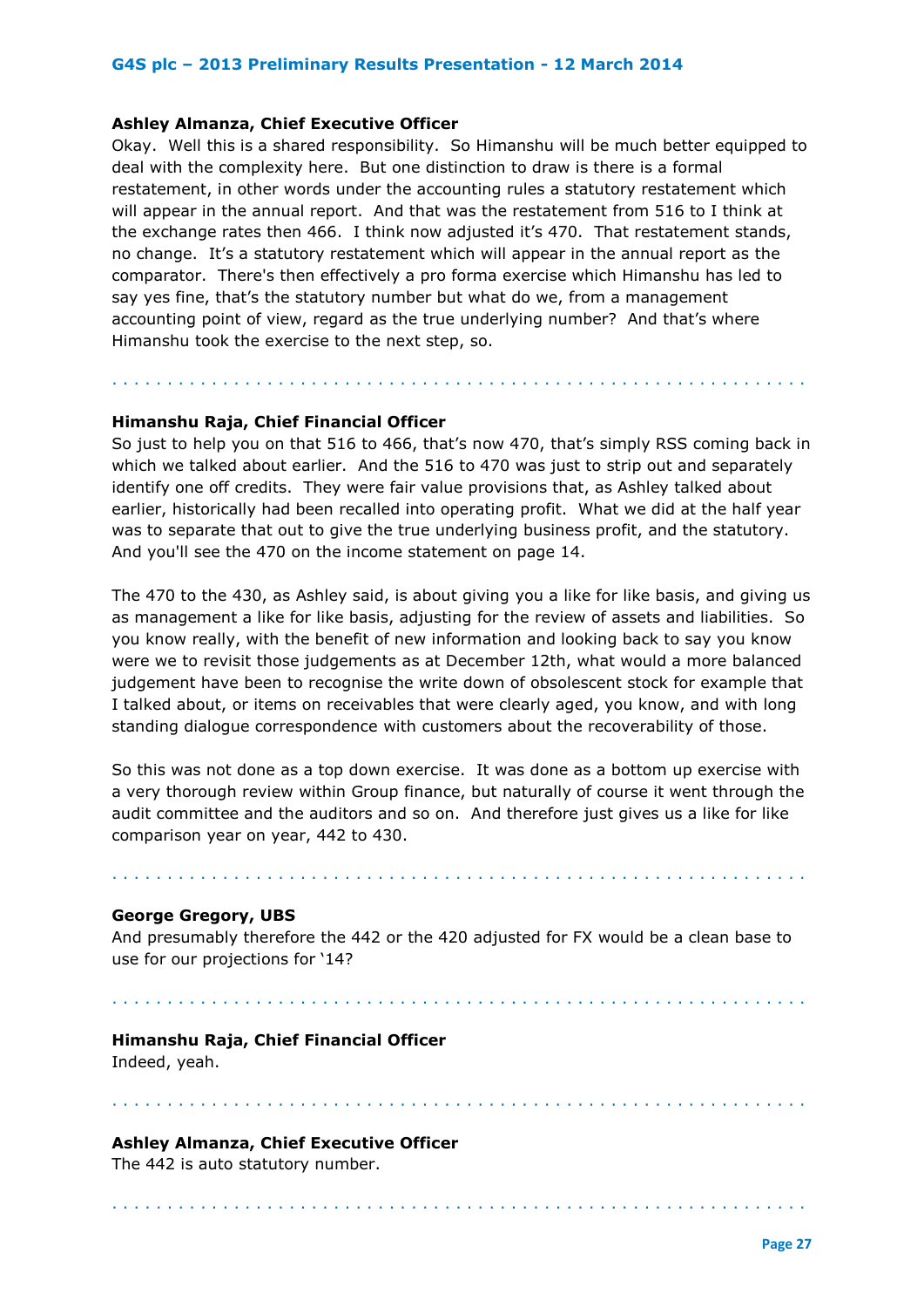**Ashley Almanza, Chief Executive Officer**
Okay. Well this is a shared responsibility. So Himanshu will be much better equipped to deal with the complexity here. But one distinction to draw is there is a formal restatement, in other words under the accounting rules a statutory restatement which will appear in the annual report. And that was the restatement from 516 to I think at the exchange rates then 466. I think now adjusted it's 470. That restatement stands, no change. It's a statutory restatement which will appear in the annual report as the comparator. There's then effectively a pro forma exercise which Himanshu has led to say yes fine, that's the statutory number but what do we, from a management accounting point of view, regard as the true underlying number? And that's where Himanshu took the exercise to the next step, so.

. . . . . . . . . . . . . . . . . . . . . . . . . . . . . . . . . . . . . . . . . . . . . . . . . . . . . . . . . . . . . . .

**Himanshu Raja, Chief Financial Officer**
So just to help you on that 516 to 466, that's now 470, that's simply RSS coming back in which we talked about earlier. And the 516 to 470 was just to strip out and separately identify one off credits. They were fair value provisions that, as Ashley talked about earlier, historically had been recalled into operating profit. What we did at the half year was to separate that out to give the true underlying business profit, and the statutory. And you'll see the 470 on the income statement on page 14.

The 470 to the 430, as Ashley said, is about giving you a like for like basis, and giving us as management a like for like basis, adjusting for the review of assets and liabilities. So you know really, with the benefit of new information and looking back to say you know were we to revisit those judgements as at December 12th, what would a more balanced judgement have been to recognise the write down of obsolescent stock for example that I talked about, or items on receivables that were clearly aged, you know, and with long standing dialogue correspondence with customers about the recoverability of those.

So this was not done as a top down exercise. It was done as a bottom up exercise with a very thorough review within Group finance, but naturally of course it went through the audit committee and the auditors and so on. And therefore just gives us a like for like comparison year on year, 442 to 430.

. . . . . . . . . . . . . . . . . . . . . . . . . . . . . . . . . . . . . . . . . . . . . . . . . . . . . . . . . . . . . . .

**George Gregory, UBS**
And presumably therefore the 442 or the 420 adjusted for FX would be a clean base to use for our projections for '14?

. . . . . . . . . . . . . . . . . . . . . . . . . . . . . . . . . . . . . . . . . . . . . . . . . . . . . . . . . . . . . . .

**Himanshu Raja, Chief Financial Officer**
Indeed, yeah.

. . . . . . . . . . . . . . . . . . . . . . . . . . . . . . . . . . . . . . . . . . . . . . . . . . . . . . . . . . . . . . .

**Ashley Almanza, Chief Executive Officer**
The 442 is auto statutory number.

. . . . . . . . . . . . . . . . . . . . . . . . . . . . . . . . . . . . . . . . . . . . . . . . . . . . . . . . . . . . . . .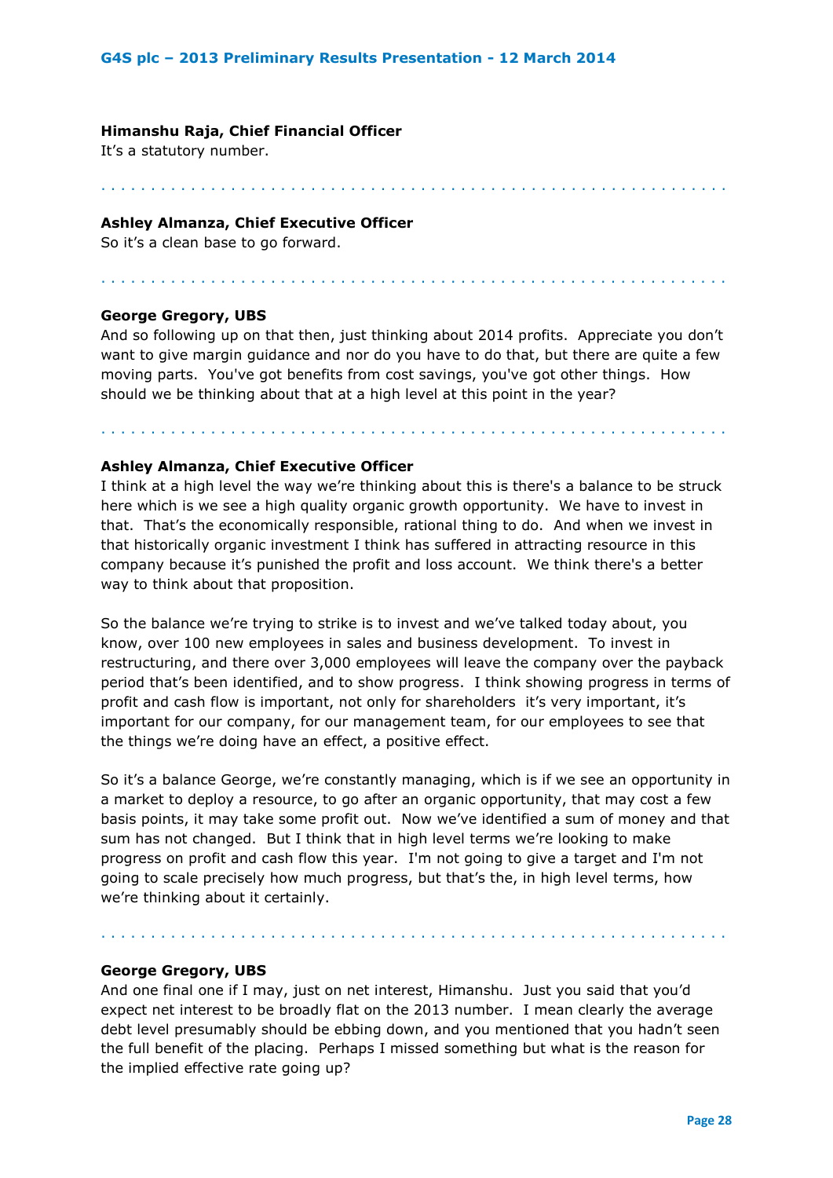**Himanshu Raja, Chief Financial Officer**
It's a statutory number.

. . . . . . . . . . . . . . . . . . . . . . . . . . . . . . . . . . . . . . . . . . . . . . . . . . . . . . . . . . . . . . .

**Ashley Almanza, Chief Executive Officer**
So it's a clean base to go forward.

. . . . . . . . . . . . . . . . . . . . . . . . . . . . . . . . . . . . . . . . . . . . . . . . . . . . . . . . . . . . . . .

**George Gregory, UBS**
And so following up on that then, just thinking about 2014 profits. Appreciate you don't want to give margin guidance and nor do you have to do that, but there are quite a few moving parts. You've got benefits from cost savings, you've got other things. How should we be thinking about that at a high level at this point in the year?

. . . . . . . . . . . . . . . . . . . . . . . . . . . . . . . . . . . . . . . . . . . . . . . . . . . . . . . . . . . . . . .

**Ashley Almanza, Chief Executive Officer**
I think at a high level the way we're thinking about this is there's a balance to be struck here which is we see a high quality organic growth opportunity. We have to invest in that. That's the economically responsible, rational thing to do. And when we invest in that historically organic investment I think has suffered in attracting resource in this company because it's punished the profit and loss account. We think there's a better way to think about that proposition.

So the balance we're trying to strike is to invest and we've talked today about, you know, over 100 new employees in sales and business development. To invest in restructuring, and there over 3,000 employees will leave the company over the payback period that's been identified, and to show progress. I think showing progress in terms of profit and cash flow is important, not only for shareholders it's very important, it's important for our company, for our management team, for our employees to see that the things we're doing have an effect, a positive effect.

So it's a balance George, we're constantly managing, which is if we see an opportunity in a market to deploy a resource, to go after an organic opportunity, that may cost a few basis points, it may take some profit out. Now we've identified a sum of money and that sum has not changed. But I think that in high level terms we're looking to make progress on profit and cash flow this year. I'm not going to give a target and I'm not going to scale precisely how much progress, but that's the, in high level terms, how we're thinking about it certainly.

. . . . . . . . . . . . . . . . . . . . . . . . . . . . . . . . . . . . . . . . . . . . . . . . . . . . . . . . . . . . . . .

**George Gregory, UBS**
And one final one if I may, just on net interest, Himanshu. Just you said that you'd expect net interest to be broadly flat on the 2013 number. I mean clearly the average debt level presumably should be ebbing down, and you mentioned that you hadn't seen the full benefit of the placing. Perhaps I missed something but what is the reason for the implied effective rate going up?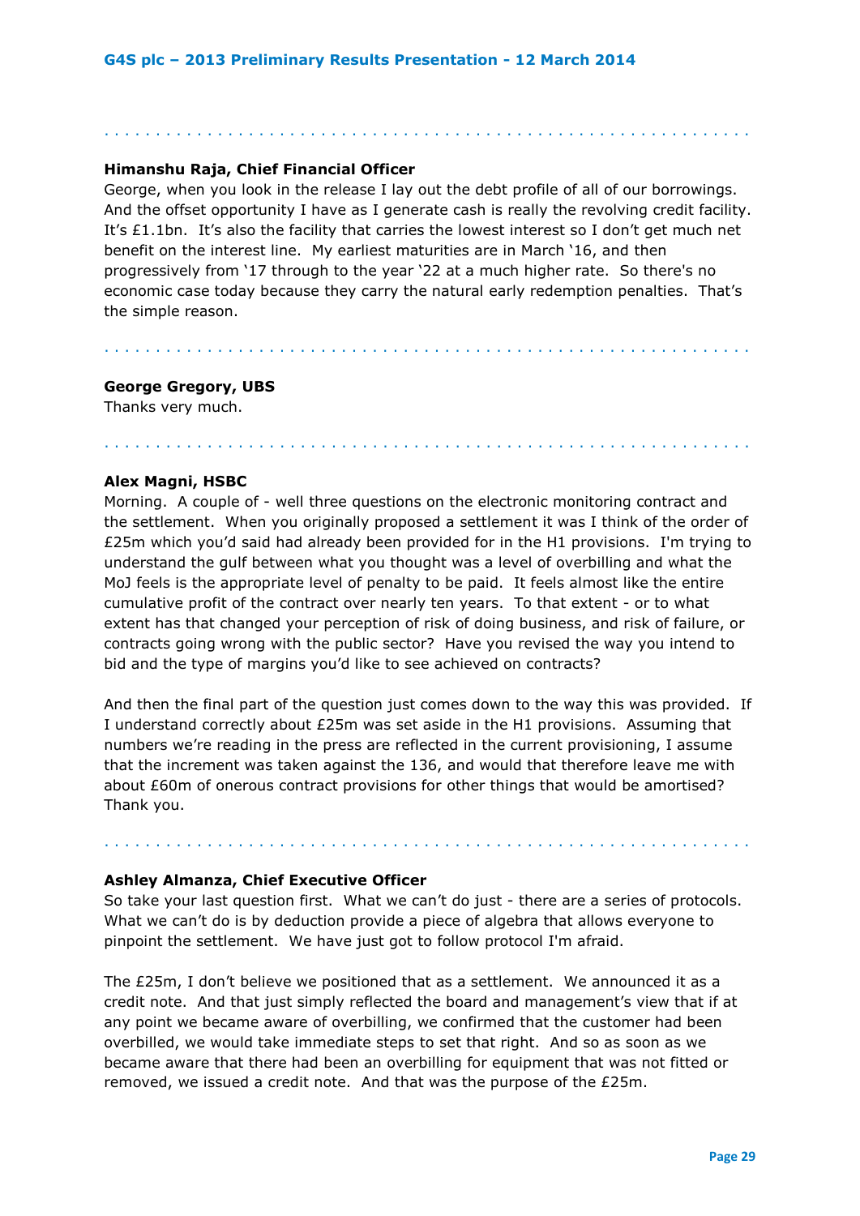**Himanshu Raja, Chief Financial Officer**

George, when you look in the release I lay out the debt profile of all of our borrowings. And the offset opportunity I have as I generate cash is really the revolving credit facility. It's £1.1bn. It's also the facility that carries the lowest interest so I don't get much net benefit on the interest line. My earliest maturities are in March '16, and then progressively from '17 through to the year '22 at a much higher rate. So there's no economic case today because they carry the natural early redemption penalties. That's the simple reason.

**George Gregory, UBS**

Thanks very much.

**Alex Magni, HSBC**

Morning. A couple of - well three questions on the electronic monitoring contract and the settlement. When you originally proposed a settlement it was I think of the order of £25m which you'd said had already been provided for in the H1 provisions. I'm trying to understand the gulf between what you thought was a level of overbilling and what the MoJ feels is the appropriate level of penalty to be paid. It feels almost like the entire cumulative profit of the contract over nearly ten years. To that extent - or to what extent has that changed your perception of risk of doing business, and risk of failure, or contracts going wrong with the public sector? Have you revised the way you intend to bid and the type of margins you'd like to see achieved on contracts?

And then the final part of the question just comes down to the way this was provided. If I understand correctly about £25m was set aside in the H1 provisions. Assuming that numbers we're reading in the press are reflected in the current provisioning, I assume that the increment was taken against the 136, and would that therefore leave me with about £60m of onerous contract provisions for other things that would be amortised? Thank you.

**Ashley Almanza, Chief Executive Officer**

So take your last question first. What we can't do just - there are a series of protocols. What we can't do is by deduction provide a piece of algebra that allows everyone to pinpoint the settlement. We have just got to follow protocol I'm afraid.

The £25m, I don't believe we positioned that as a settlement. We announced it as a credit note. And that just simply reflected the board and management's view that if at any point we became aware of overbilling, we confirmed that the customer had been overbilled, we would take immediate steps to set that right. And so as soon as we became aware that there had been an overbilling for equipment that was not fitted or removed, we issued a credit note. And that was the purpose of the £25m.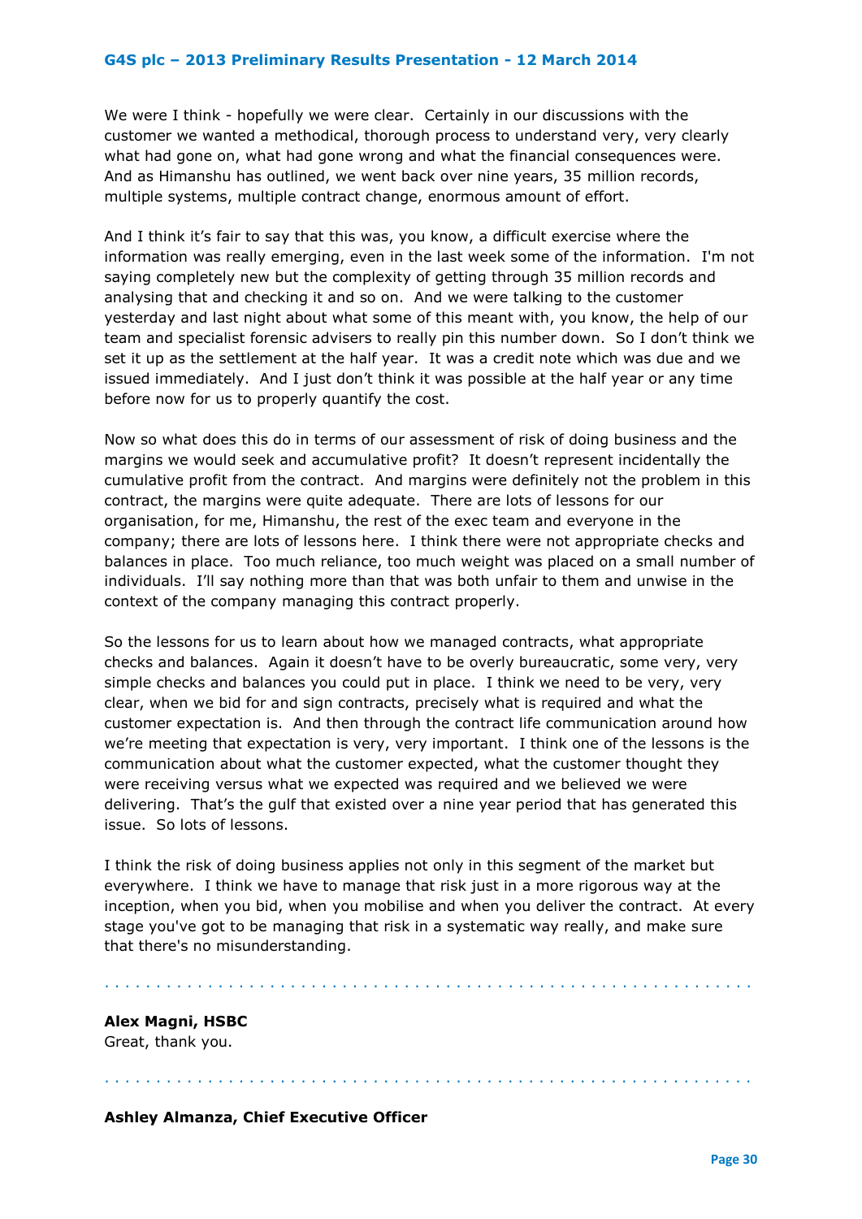We were I think - hopefully we were clear. Certainly in our discussions with the customer we wanted a methodical, thorough process to understand very, very clearly what had gone on, what had gone wrong and what the financial consequences were. And as Himanshu has outlined, we went back over nine years, 35 million records, multiple systems, multiple contract change, enormous amount of effort.

And I think it's fair to say that this was, you know, a difficult exercise where the information was really emerging, even in the last week some of the information. I'm not saying completely new but the complexity of getting through 35 million records and analysing that and checking it and so on. And we were talking to the customer yesterday and last night about what some of this meant with, you know, the help of our team and specialist forensic advisers to really pin this number down. So I don't think we set it up as the settlement at the half year. It was a credit note which was due and we issued immediately. And I just don't think it was possible at the half year or any time before now for us to properly quantify the cost.

Now so what does this do in terms of our assessment of risk of doing business and the margins we would seek and accumulative profit? It doesn't represent incidentally the cumulative profit from the contract. And margins were definitely not the problem in this contract, the margins were quite adequate. There are lots of lessons for our organisation, for me, Himanshu, the rest of the exec team and everyone in the company; there are lots of lessons here. I think there were not appropriate checks and balances in place. Too much reliance, too much weight was placed on a small number of individuals. I'll say nothing more than that was both unfair to them and unwise in the context of the company managing this contract properly.

So the lessons for us to learn about how we managed contracts, what appropriate checks and balances. Again it doesn't have to be overly bureaucratic, some very, very simple checks and balances you could put in place. I think we need to be very, very clear, when we bid for and sign contracts, precisely what is required and what the customer expectation is. And then through the contract life communication around how we're meeting that expectation is very, very important. I think one of the lessons is the communication about what the customer expected, what the customer thought they were receiving versus what we expected was required and we believed we were delivering. That's the gulf that existed over a nine year period that has generated this issue. So lots of lessons.

I think the risk of doing business applies not only in this segment of the market but everywhere. I think we have to manage that risk just in a more rigorous way at the inception, when you bid, when you mobilise and when you deliver the contract. At every stage you've got to be managing that risk in a systematic way really, and make sure that there's no misunderstanding.

**Alex Magni, HSBC**
Great, thank you.

**Ashley Almanza, Chief Executive Officer**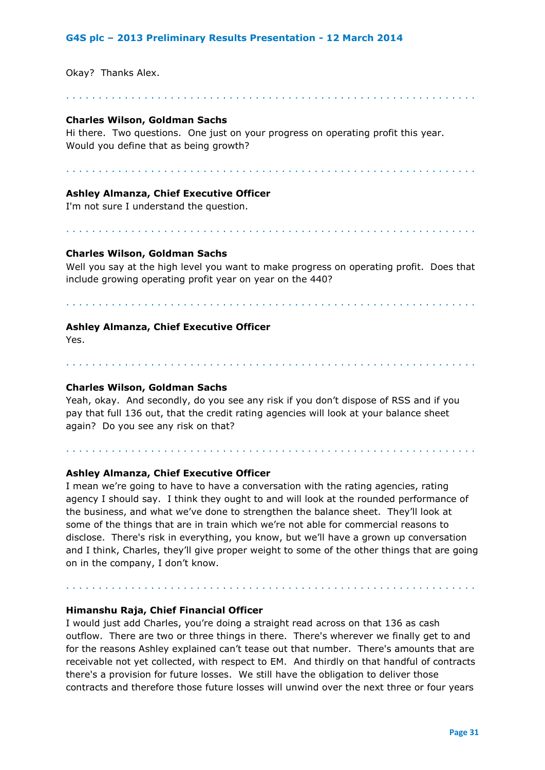Okay? Thanks Alex.

**Charles Wilson, Goldman Sachs**
Hi there. Two questions. One just on your progress on operating profit this year. Would you define that as being growth?

**Ashley Almanza, Chief Executive Officer**
I'm not sure I understand the question.

**Charles Wilson, Goldman Sachs**
Well you say at the high level you want to make progress on operating profit. Does that include growing operating profit year on year on the 440?

**Ashley Almanza, Chief Executive Officer**
Yes.

**Charles Wilson, Goldman Sachs**
Yeah, okay. And secondly, do you see any risk if you don't dispose of RSS and if you pay that full 136 out, that the credit rating agencies will look at your balance sheet again? Do you see any risk on that?

**Ashley Almanza, Chief Executive Officer**
I mean we're going to have to have a conversation with the rating agencies, rating agency I should say. I think they ought to and will look at the rounded performance of the business, and what we've done to strengthen the balance sheet. They'll look at some of the things that are in train which we're not able for commercial reasons to disclose. There's risk in everything, you know, but we'll have a grown up conversation and I think, Charles, they'll give proper weight to some of the other things that are going on in the company, I don't know.

**Himanshu Raja, Chief Financial Officer**
I would just add Charles, you're doing a straight read across on that 136 as cash outflow. There are two or three things in there. There's wherever we finally get to and for the reasons Ashley explained can't tease out that number. There's amounts that are receivable not yet collected, with respect to EM. And thirdly on that handful of contracts there's a provision for future losses. We still have the obligation to deliver those contracts and therefore those future losses will unwind over the next three or four years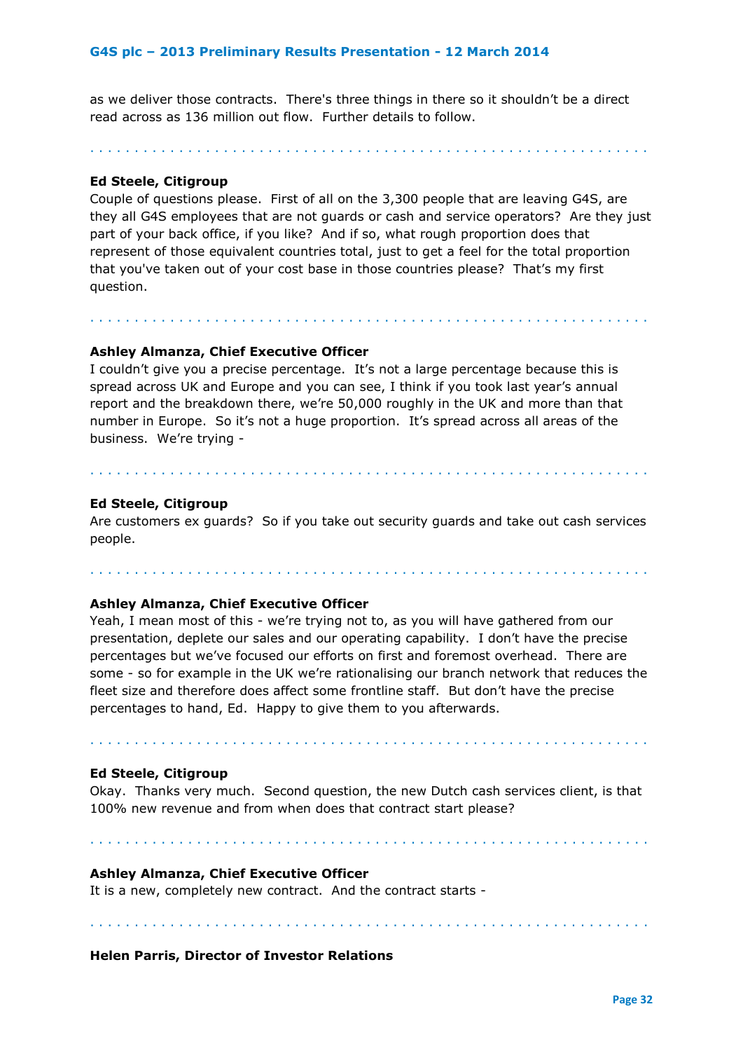as we deliver those contracts. There's three things in there so it shouldn't be a direct read across as 136 million out flow. Further details to follow.

. . . . . . . . . . . . . . . . . . . . . . . . . . . . . . . . . . . . . . . . . . . . . . . . . . . . . . . . . . . .

**Ed Steele, Citigroup**
Couple of questions please. First of all on the 3,300 people that are leaving G4S, are they all G4S employees that are not guards or cash and service operators? Are they just part of your back office, if you like? And if so, what rough proportion does that represent of those equivalent countries total, just to get a feel for the total proportion that you've taken out of your cost base in those countries please? That's my first question.

. . . . . . . . . . . . . . . . . . . . . . . . . . . . . . . . . . . . . . . . . . . . . . . . . . . . . . . . . . . .

**Ashley Almanza, Chief Executive Officer**
I couldn't give you a precise percentage. It's not a large percentage because this is spread across UK and Europe and you can see, I think if you took last year's annual report and the breakdown there, we're 50,000 roughly in the UK and more than that number in Europe. So it's not a huge proportion. It's spread across all areas of the business. We're trying -

. . . . . . . . . . . . . . . . . . . . . . . . . . . . . . . . . . . . . . . . . . . . . . . . . . . . . . . . . . . .

**Ed Steele, Citigroup**
Are customers ex guards? So if you take out security guards and take out cash services people.

. . . . . . . . . . . . . . . . . . . . . . . . . . . . . . . . . . . . . . . . . . . . . . . . . . . . . . . . . . . .

**Ashley Almanza, Chief Executive Officer**
Yeah, I mean most of this - we're trying not to, as you will have gathered from our presentation, deplete our sales and our operating capability. I don't have the precise percentages but we've focused our efforts on first and foremost overhead. There are some - so for example in the UK we're rationalising our branch network that reduces the fleet size and therefore does affect some frontline staff. But don't have the precise percentages to hand, Ed. Happy to give them to you afterwards.

. . . . . . . . . . . . . . . . . . . . . . . . . . . . . . . . . . . . . . . . . . . . . . . . . . . . . . . . . . . .

**Ed Steele, Citigroup**
Okay. Thanks very much. Second question, the new Dutch cash services client, is that 100% new revenue and from when does that contract start please?

. . . . . . . . . . . . . . . . . . . . . . . . . . . . . . . . . . . . . . . . . . . . . . . . . . . . . . . . . . . .

**Ashley Almanza, Chief Executive Officer**
It is a new, completely new contract. And the contract starts -

. . . . . . . . . . . . . . . . . . . . . . . . . . . . . . . . . . . . . . . . . . . . . . . . . . . . . . . . . . . .

**Helen Parris, Director of Investor Relations**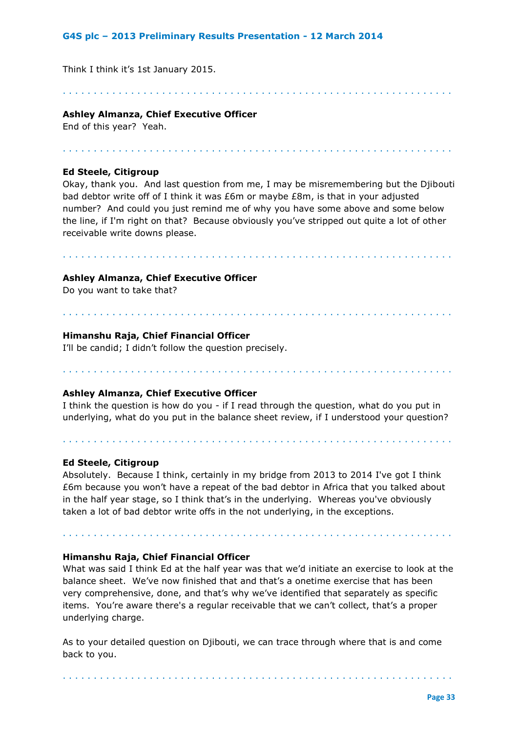Think I think it's 1st January 2015.

. . . . . . . . . . . . . . . . . . . . . . . . . . . . . . . . . . . . . . . . . . . . . . . . . . . . . . . . . . . . . .

**Ashley Almanza, Chief Executive Officer**
End of this year? Yeah.

. . . . . . . . . . . . . . . . . . . . . . . . . . . . . . . . . . . . . . . . . . . . . . . . . . . . . . . . . . . . . .

**Ed Steele, Citigroup**
Okay, thank you. And last question from me, I may be misremembering but the Djibouti bad debtor write off of I think it was £6m or maybe £8m, is that in your adjusted number? And could you just remind me of why you have some above and some below the line, if I'm right on that? Because obviously you've stripped out quite a lot of other receivable write downs please.

. . . . . . . . . . . . . . . . . . . . . . . . . . . . . . . . . . . . . . . . . . . . . . . . . . . . . . . . . . . . . .

**Ashley Almanza, Chief Executive Officer**
Do you want to take that?

. . . . . . . . . . . . . . . . . . . . . . . . . . . . . . . . . . . . . . . . . . . . . . . . . . . . . . . . . . . . . .

**Himanshu Raja, Chief Financial Officer**
I'll be candid; I didn't follow the question precisely.

. . . . . . . . . . . . . . . . . . . . . . . . . . . . . . . . . . . . . . . . . . . . . . . . . . . . . . . . . . . . . .

**Ashley Almanza, Chief Executive Officer**
I think the question is how do you - if I read through the question, what do you put in underlying, what do you put in the balance sheet review, if I understood your question?

. . . . . . . . . . . . . . . . . . . . . . . . . . . . . . . . . . . . . . . . . . . . . . . . . . . . . . . . . . . . . .

**Ed Steele, Citigroup**
Absolutely. Because I think, certainly in my bridge from 2013 to 2014 I've got I think £6m because you won't have a repeat of the bad debtor in Africa that you talked about in the half year stage, so I think that's in the underlying. Whereas you've obviously taken a lot of bad debtor write offs in the not underlying, in the exceptions.

. . . . . . . . . . . . . . . . . . . . . . . . . . . . . . . . . . . . . . . . . . . . . . . . . . . . . . . . . . . . . .

**Himanshu Raja, Chief Financial Officer**
What was said I think Ed at the half year was that we'd initiate an exercise to look at the balance sheet. We've now finished that and that's a onetime exercise that has been very comprehensive, done, and that's why we've identified that separately as specific items. You're aware there's a regular receivable that we can't collect, that's a proper underlying charge.

As to your detailed question on Djibouti, we can trace through where that is and come back to you.

. . . . . . . . . . . . . . . . . . . . . . . . . . . . . . . . . . . . . . . . . . . . . . . . . . . . . . . . . . . . . .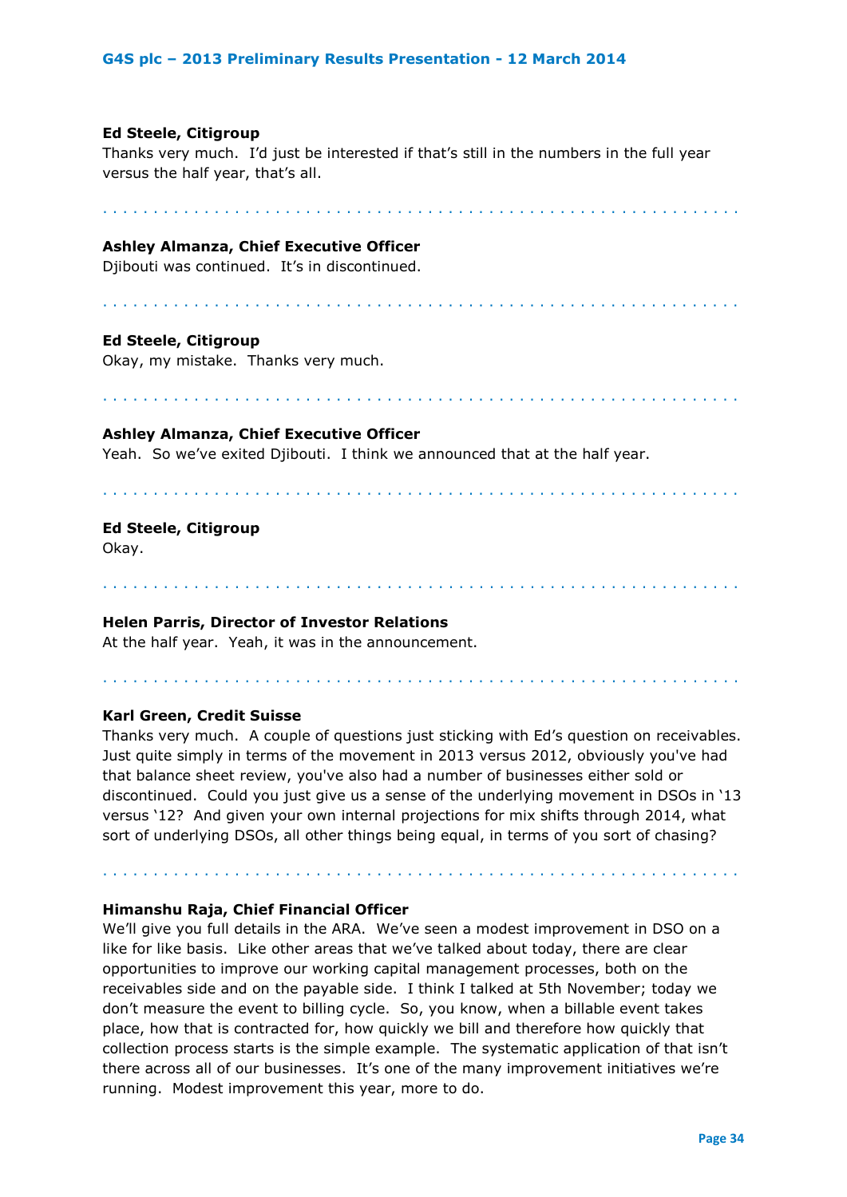**Ed Steele, Citigroup**
Thanks very much. I'd just be interested if that's still in the numbers in the full year versus the half year, that's all.

. . . . . . . . . . . . . . . . . . . . . . . . . . . . . . . . . . . . . . . . . . . . . . . . . . . . . . . . . . . .

**Ashley Almanza, Chief Executive Officer**
Djibouti was continued. It's in discontinued.

. . . . . . . . . . . . . . . . . . . . . . . . . . . . . . . . . . . . . . . . . . . . . . . . . . . . . . . . . . . .

**Ed Steele, Citigroup**
Okay, my mistake. Thanks very much.

. . . . . . . . . . . . . . . . . . . . . . . . . . . . . . . . . . . . . . . . . . . . . . . . . . . . . . . . . . . .

**Ashley Almanza, Chief Executive Officer**
Yeah. So we've exited Djibouti. I think we announced that at the half year.

. . . . . . . . . . . . . . . . . . . . . . . . . . . . . . . . . . . . . . . . . . . . . . . . . . . . . . . . . . . .

**Ed Steele, Citigroup**
Okay.

. . . . . . . . . . . . . . . . . . . . . . . . . . . . . . . . . . . . . . . . . . . . . . . . . . . . . . . . . . . .

**Helen Parris, Director of Investor Relations**
At the half year. Yeah, it was in the announcement.

. . . . . . . . . . . . . . . . . . . . . . . . . . . . . . . . . . . . . . . . . . . . . . . . . . . . . . . . . . . .

**Karl Green, Credit Suisse**
Thanks very much. A couple of questions just sticking with Ed's question on receivables. Just quite simply in terms of the movement in 2013 versus 2012, obviously you've had that balance sheet review, you've also had a number of businesses either sold or discontinued. Could you just give us a sense of the underlying movement in DSOs in '13 versus '12? And given your own internal projections for mix shifts through 2014, what sort of underlying DSOs, all other things being equal, in terms of you sort of chasing?

. . . . . . . . . . . . . . . . . . . . . . . . . . . . . . . . . . . . . . . . . . . . . . . . . . . . . . . . . . . .

**Himanshu Raja, Chief Financial Officer**
We'll give you full details in the ARA. We've seen a modest improvement in DSO on a like for like basis. Like other areas that we've talked about today, there are clear opportunities to improve our working capital management processes, both on the receivables side and on the payable side. I think I talked at 5th November; today we don't measure the event to billing cycle. So, you know, when a billable event takes place, how that is contracted for, how quickly we bill and therefore how quickly that collection process starts is the simple example. The systematic application of that isn't there across all of our businesses. It's one of the many improvement initiatives we're running. Modest improvement this year, more to do.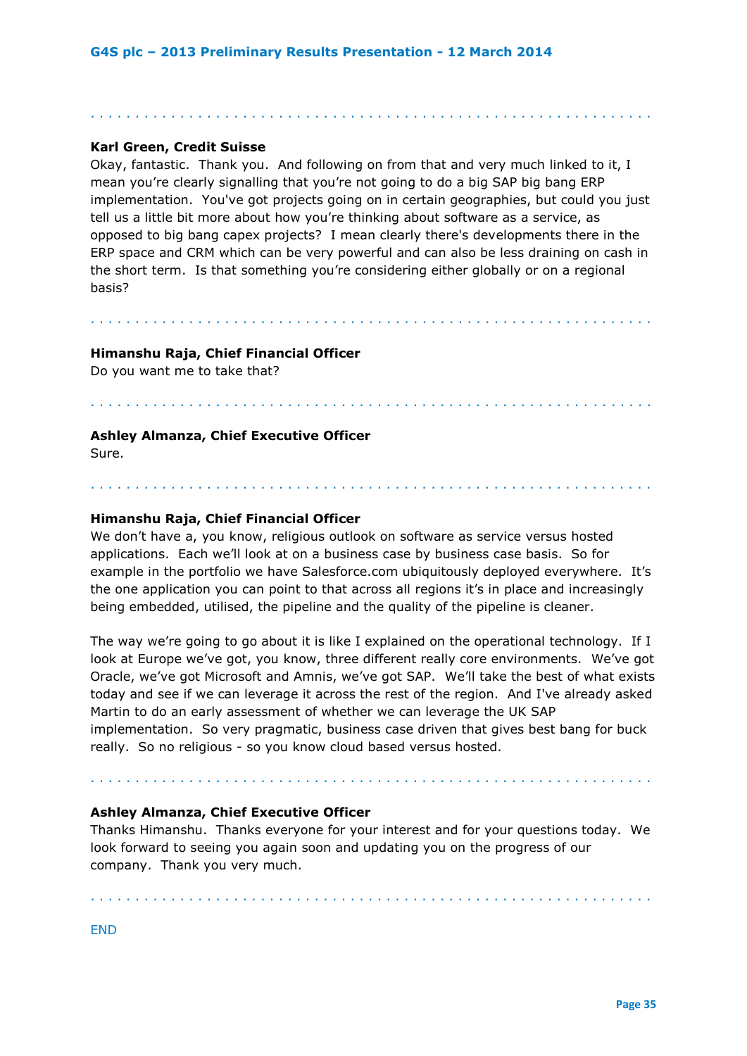**Karl Green, Credit Suisse**

Okay, fantastic. Thank you. And following on from that and very much linked to it, I mean you're clearly signalling that you're not going to do a big SAP big bang ERP implementation. You've got projects going on in certain geographies, but could you just tell us a little bit more about how you're thinking about software as a service, as opposed to big bang capex projects? I mean clearly there's developments there in the ERP space and CRM which can be very powerful and can also be less draining on cash in the short term. Is that something you're considering either globally or on a regional basis?

**Himanshu Raja, Chief Financial Officer**

Do you want me to take that?

**Ashley Almanza, Chief Executive Officer**

Sure.

**Himanshu Raja, Chief Financial Officer**

We don't have a, you know, religious outlook on software as service versus hosted applications. Each we'll look at on a business case by business case basis. So for example in the portfolio we have Salesforce.com ubiquitously deployed everywhere. It's the one application you can point to that across all regions it's in place and increasingly being embedded, utilised, the pipeline and the quality of the pipeline is cleaner.

The way we're going to go about it is like I explained on the operational technology. If I look at Europe we've got, you know, three different really core environments. We've got Oracle, we've got Microsoft and Amnis, we've got SAP. We'll take the best of what exists today and see if we can leverage it across the rest of the region. And I've already asked Martin to do an early assessment of whether we can leverage the UK SAP implementation. So very pragmatic, business case driven that gives best bang for buck really. So no religious - so you know cloud based versus hosted.

**Ashley Almanza, Chief Executive Officer**

Thanks Himanshu. Thanks everyone for your interest and for your questions today. We look forward to seeing you again soon and updating you on the progress of our company. Thank you very much.

END